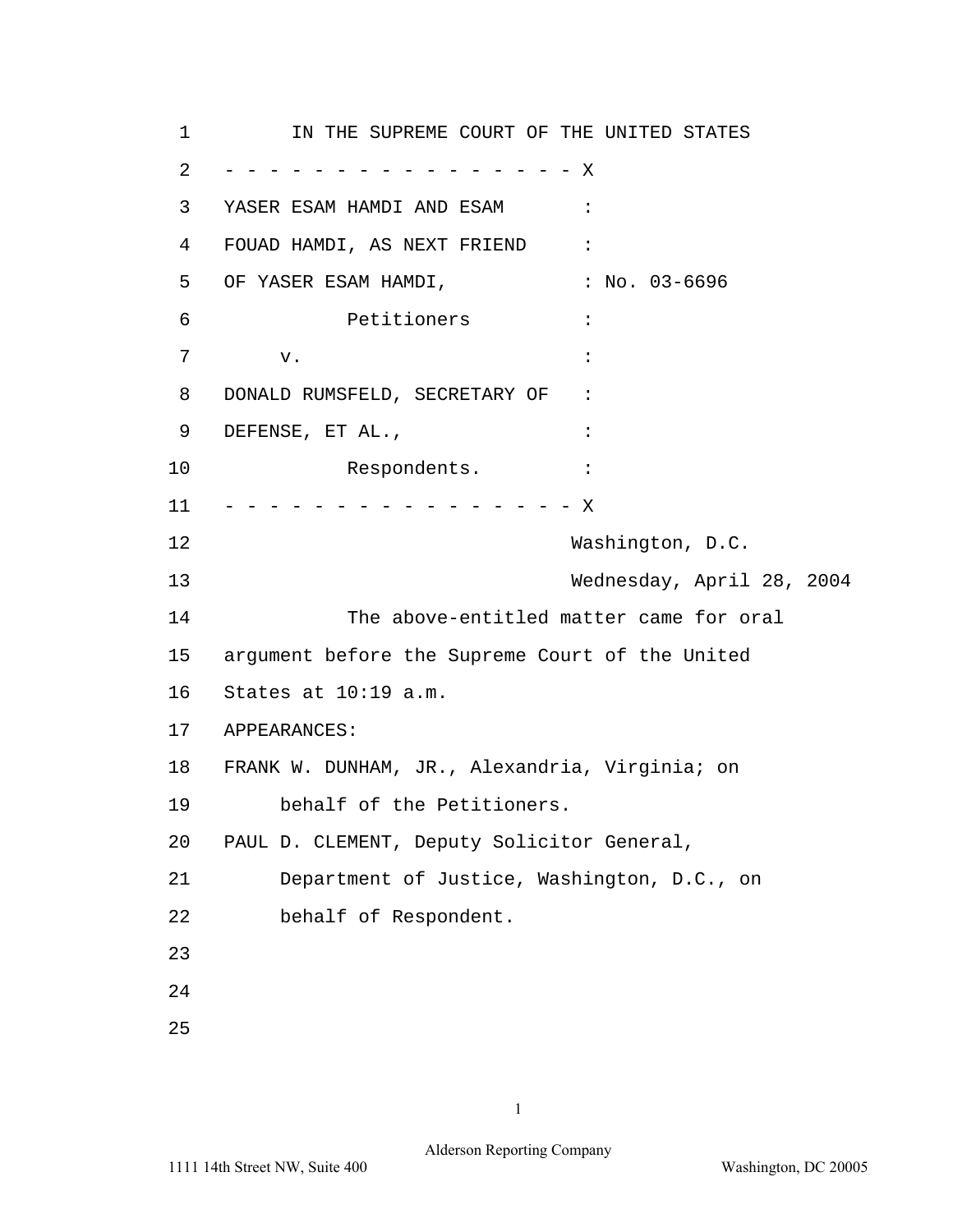IN THE SUPREME COURT OF THE UNITED STATES

- - - - - - - - - - - - - - - - - X

YASER ESAM HAMDI AND ESAM :
FOUAD HAMDI, AS NEXT FRIEND :
OF YASER ESAM HAMDI, : No. 03-6696
Petitioners :
v. :
DONALD RUMSFELD, SECRETARY OF :
DEFENSE, ET AL., :
Respondents. :

- - - - - - - - - - - - - - - - - X

Washington, D.C.

Wednesday, April 28, 2004

The above-entitled matter came for oral argument before the Supreme Court of the United States at 10:19 a.m.

APPEARANCES:

FRANK W. DUNHAM, JR., Alexandria, Virginia; on behalf of the Petitioners.

PAUL D. CLEMENT, Deputy Solicitor General, Department of Justice, Washington, D.C., on behalf of Respondent.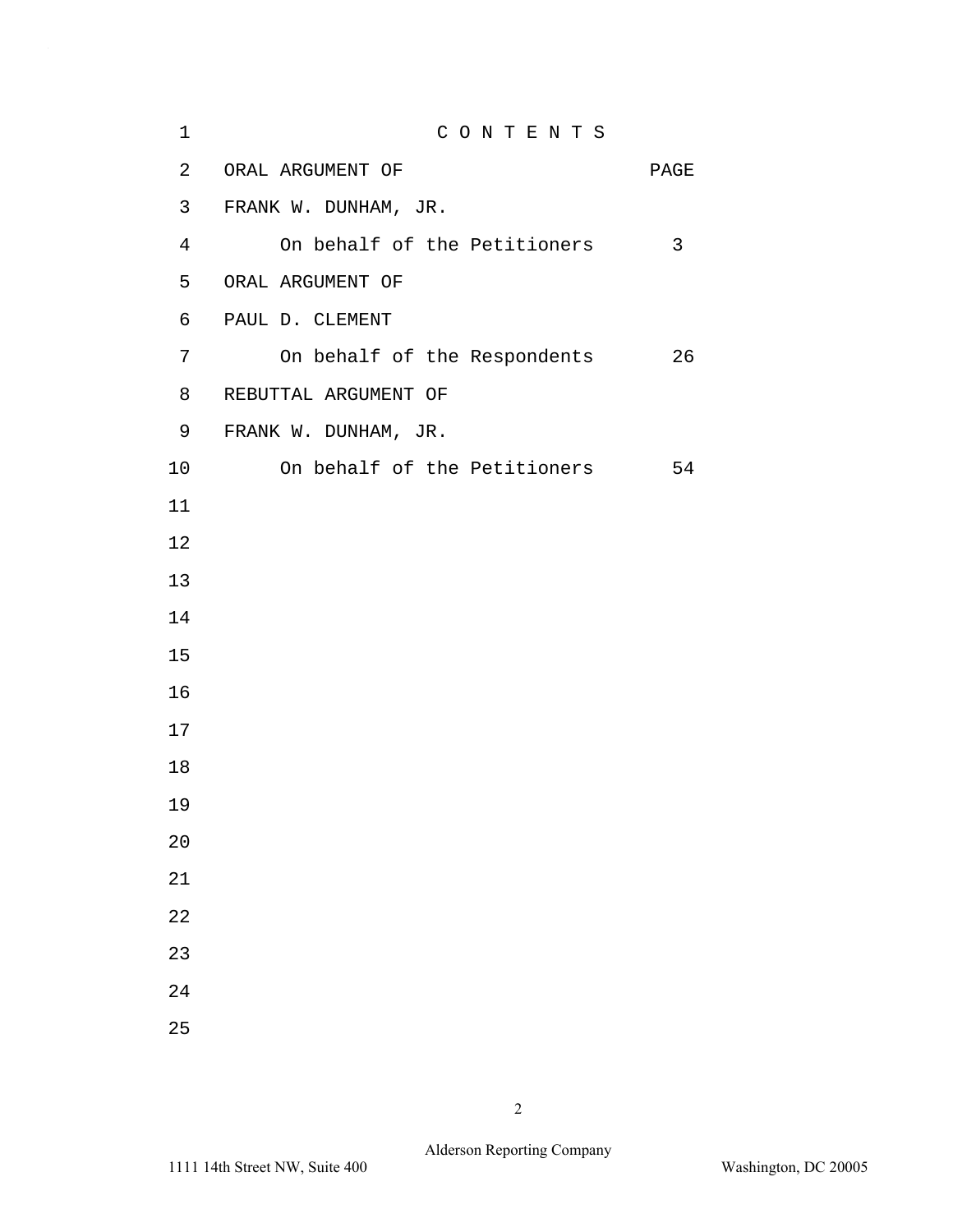# C O N T E N T S

| ORAL ARGUMENT OF | PAGE |
| --- | --- |
| FRANK W. DUNHAM, JR. | |
| On behalf of the Petitioners | 3 |
| ORAL ARGUMENT OF | |
| PAUL D. CLEMENT | |
| On behalf of the Respondents | 26 |
| REBUTTAL ARGUMENT OF | |
| FRANK W. DUNHAM, JR. | |
| On behalf of the Petitioners | 54 |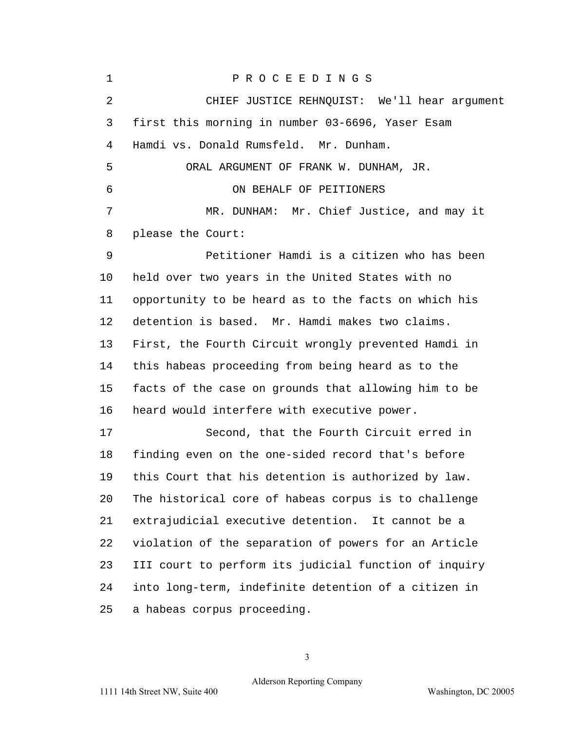P R O C E E D I N G S

CHIEF JUSTICE REHNQUIST: We'll hear argument first this morning in number 03-6696, Yaser Esam Hamdi vs. Donald Rumsfeld. Mr. Dunham.

ORAL ARGUMENT OF FRANK W. DUNHAM, JR.

ON BEHALF OF PEITIONERS

MR. DUNHAM: Mr. Chief Justice, and may it please the Court:

Petitioner Hamdi is a citizen who has been held over two years in the United States with no opportunity to be heard as to the facts on which his detention is based. Mr. Hamdi makes two claims. First, the Fourth Circuit wrongly prevented Hamdi in this habeas proceeding from being heard as to the facts of the case on grounds that allowing him to be heard would interfere with executive power.

Second, that the Fourth Circuit erred in finding even on the one-sided record that's before this Court that his detention is authorized by law. The historical core of habeas corpus is to challenge extrajudicial executive detention. It cannot be a violation of the separation of powers for an Article III court to perform its judicial function of inquiry into long-term, indefinite detention of a citizen in a habeas corpus proceeding.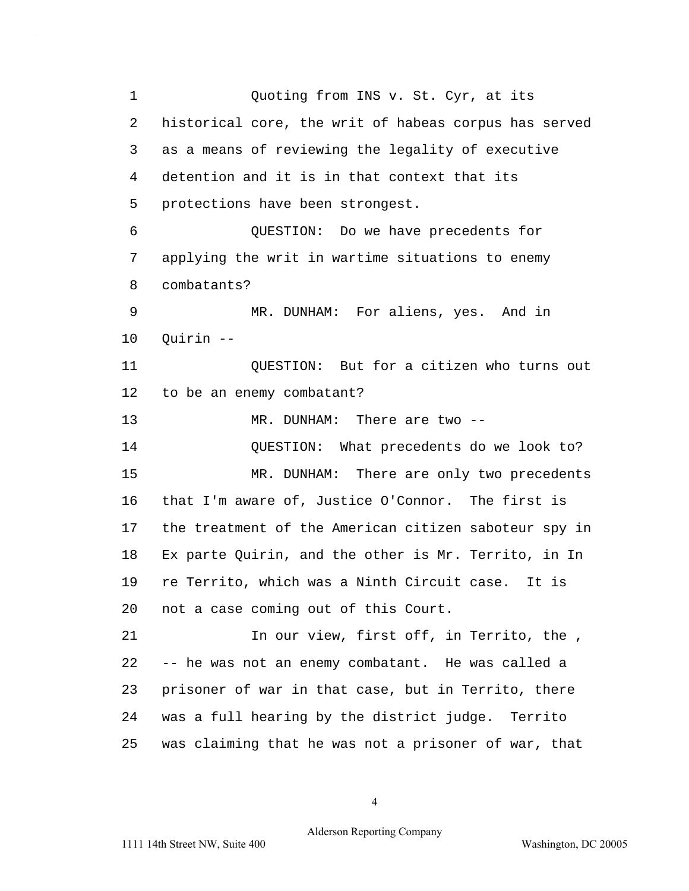Quoting from INS v. St. Cyr, at its historical core, the writ of habeas corpus has served as a means of reviewing the legality of executive detention and it is in that context that its protections have been strongest.

QUESTION: Do we have precedents for applying the writ in wartime situations to enemy combatants?

MR. DUNHAM: For aliens, yes. And in Quirin --

QUESTION: But for a citizen who turns out to be an enemy combatant?

MR. DUNHAM: There are two --

QUESTION: What precedents do we look to?

MR. DUNHAM: There are only two precedents that I'm aware of, Justice O'Connor. The first is the treatment of the American citizen saboteur spy in Ex parte Quirin, and the other is Mr. Territo, in In re Territo, which was a Ninth Circuit case. It is not a case coming out of this Court.

In our view, first off, in Territo, the , -- he was not an enemy combatant. He was called a prisoner of war in that case, but in Territo, there was a full hearing by the district judge. Territo was claiming that he was not a prisoner of war, that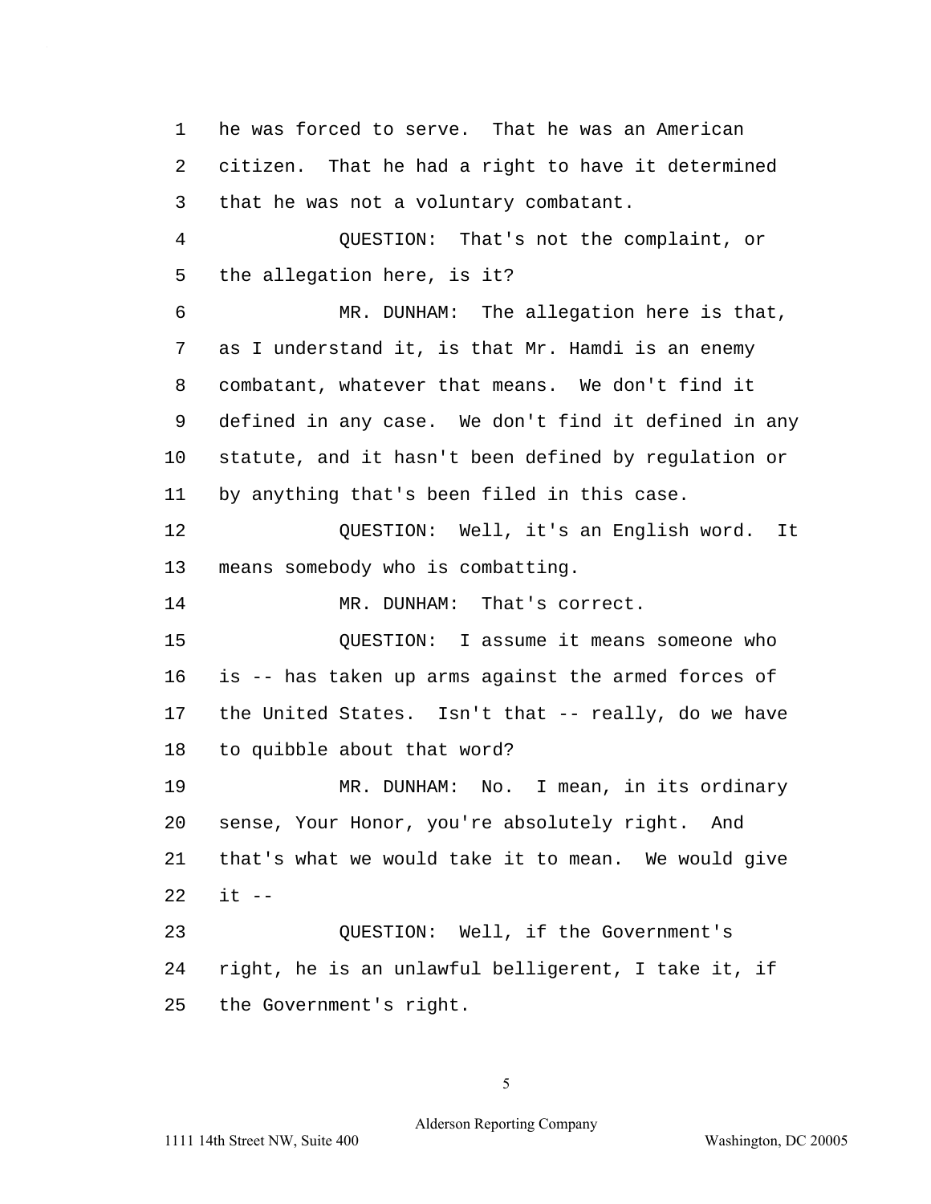he was forced to serve. That he was an American citizen. That he had a right to have it determined that he was not a voluntary combatant.

QUESTION: That's not the complaint, or the allegation here, is it?

MR. DUNHAM: The allegation here is that, as I understand it, is that Mr. Hamdi is an enemy combatant, whatever that means. We don't find it defined in any case. We don't find it defined in any statute, and it hasn't been defined by regulation or by anything that's been filed in this case.

QUESTION: Well, it's an English word. It means somebody who is combatting.

MR. DUNHAM: That's correct.

QUESTION: I assume it means someone who is -- has taken up arms against the armed forces of the United States. Isn't that -- really, do we have to quibble about that word?

MR. DUNHAM: No. I mean, in its ordinary sense, Your Honor, you're absolutely right. And that's what we would take it to mean. We would give it --

QUESTION: Well, if the Government's right, he is an unlawful belligerent, I take it, if the Government's right.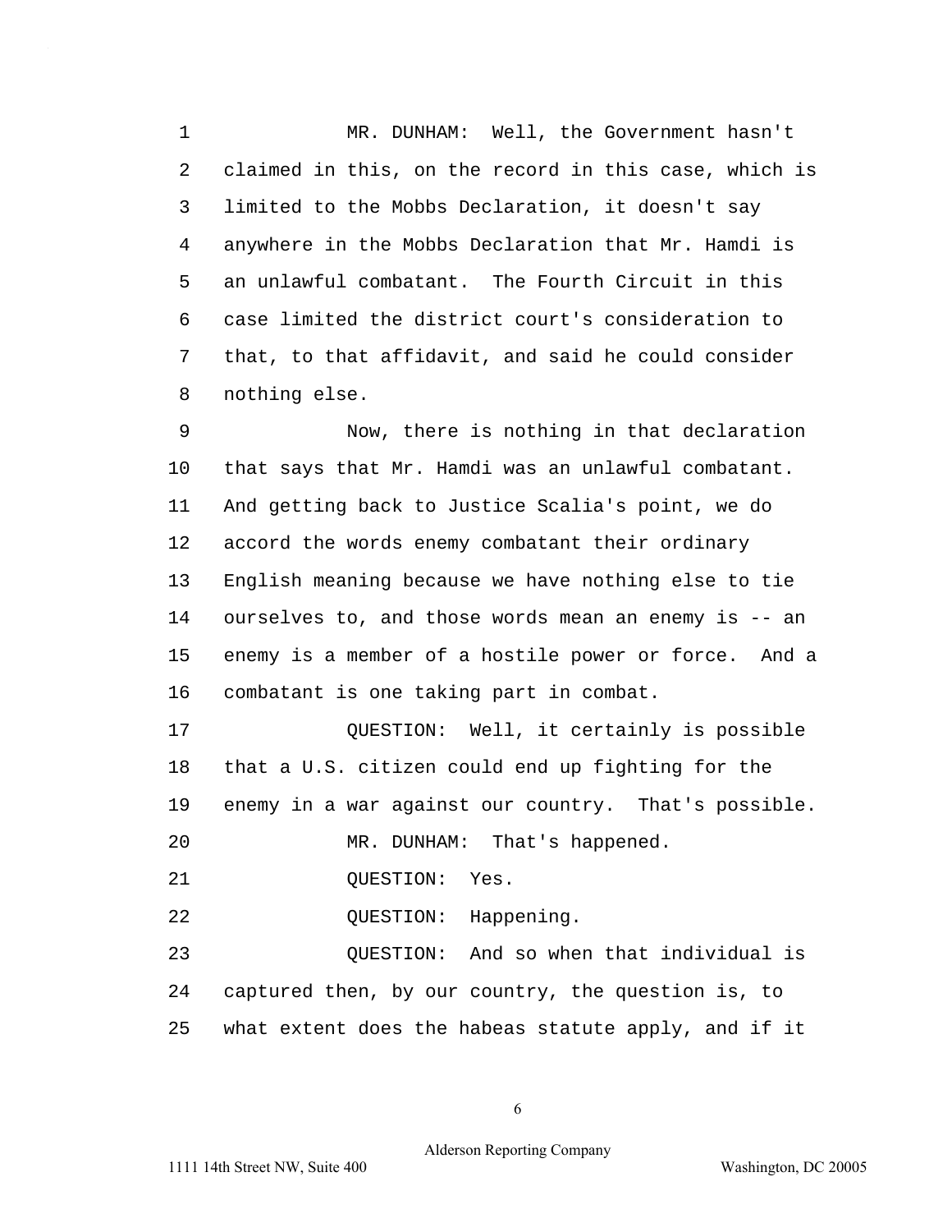MR. DUNHAM: Well, the Government hasn't claimed in this, on the record in this case, which is limited to the Mobbs Declaration, it doesn't say anywhere in the Mobbs Declaration that Mr. Hamdi is an unlawful combatant. The Fourth Circuit in this case limited the district court's consideration to that, to that affidavit, and said he could consider nothing else.

Now, there is nothing in that declaration that says that Mr. Hamdi was an unlawful combatant. And getting back to Justice Scalia's point, we do accord the words enemy combatant their ordinary English meaning because we have nothing else to tie ourselves to, and those words mean an enemy is -- an enemy is a member of a hostile power or force. And a combatant is one taking part in combat.

QUESTION: Well, it certainly is possible that a U.S. citizen could end up fighting for the enemy in a war against our country. That's possible.

MR. DUNHAM: That's happened.

QUESTION: Yes.

QUESTION: Happening.

QUESTION: And so when that individual is captured then, by our country, the question is, to what extent does the habeas statute apply, and if it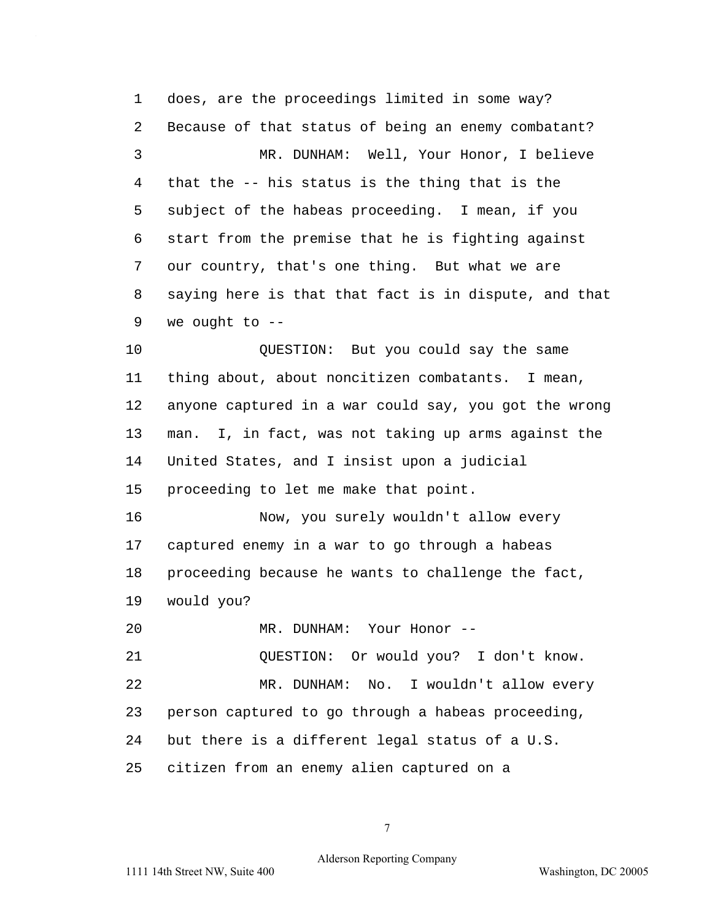1 does, are the proceedings limited in some way?
2 Because of that status of being an enemy combatant?
3 MR. DUNHAM: Well, Your Honor, I believe
4 that the -- his status is the thing that is the
5 subject of the habeas proceeding. I mean, if you
6 start from the premise that he is fighting against
7 our country, that's one thing. But what we are
8 saying here is that that fact is in dispute, and that
9 we ought to --
10 QUESTION: But you could say the same
11 thing about, about noncitizen combatants. I mean,
12 anyone captured in a war could say, you got the wrong
13 man. I, in fact, was not taking up arms against the
14 United States, and I insist upon a judicial
15 proceeding to let me make that point.
16 Now, you surely wouldn't allow every
17 captured enemy in a war to go through a habeas
18 proceeding because he wants to challenge the fact,
19 would you?
20 MR. DUNHAM: Your Honor --
21 QUESTION: Or would you? I don't know.
22 MR. DUNHAM: No. I wouldn't allow every
23 person captured to go through a habeas proceeding,
24 but there is a different legal status of a U.S.
25 citizen from an enemy alien captured on a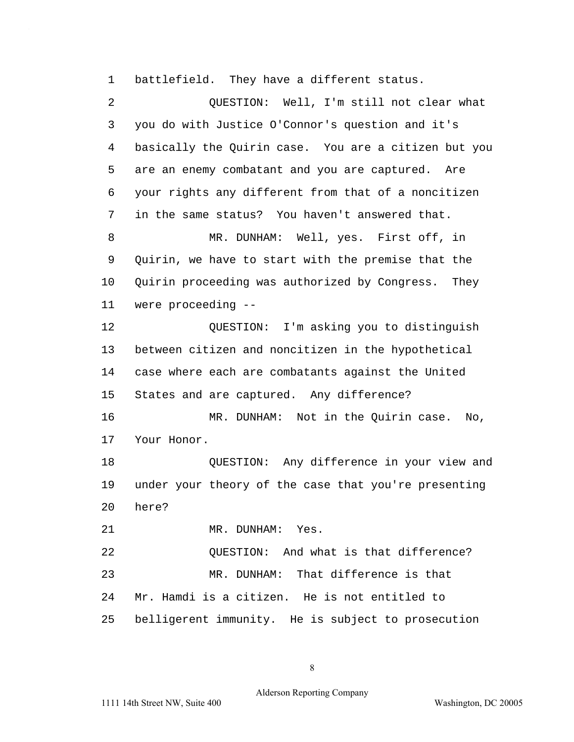1 battlefield. They have a different status.

2 QUESTION: Well, I'm still not clear what

3 you do with Justice O'Connor's question and it's

4 basically the Quirin case. You are a citizen but you

5 are an enemy combatant and you are captured. Are

6 your rights any different from that of a noncitizen

7 in the same status? You haven't answered that.

8 MR. DUNHAM: Well, yes. First off, in

9 Quirin, we have to start with the premise that the

10 Quirin proceeding was authorized by Congress. They

11 were proceeding --

12 QUESTION: I'm asking you to distinguish

13 between citizen and noncitizen in the hypothetical

14 case where each are combatants against the United

15 States and are captured. Any difference?

16 MR. DUNHAM: Not in the Quirin case. No,

17 Your Honor.

18 QUESTION: Any difference in your view and

19 under your theory of the case that you're presenting

20 here?

21 MR. DUNHAM: Yes.

22 QUESTION: And what is that difference?

23 MR. DUNHAM: That difference is that

24 Mr. Hamdi is a citizen. He is not entitled to

25 belligerent immunity. He is subject to prosecution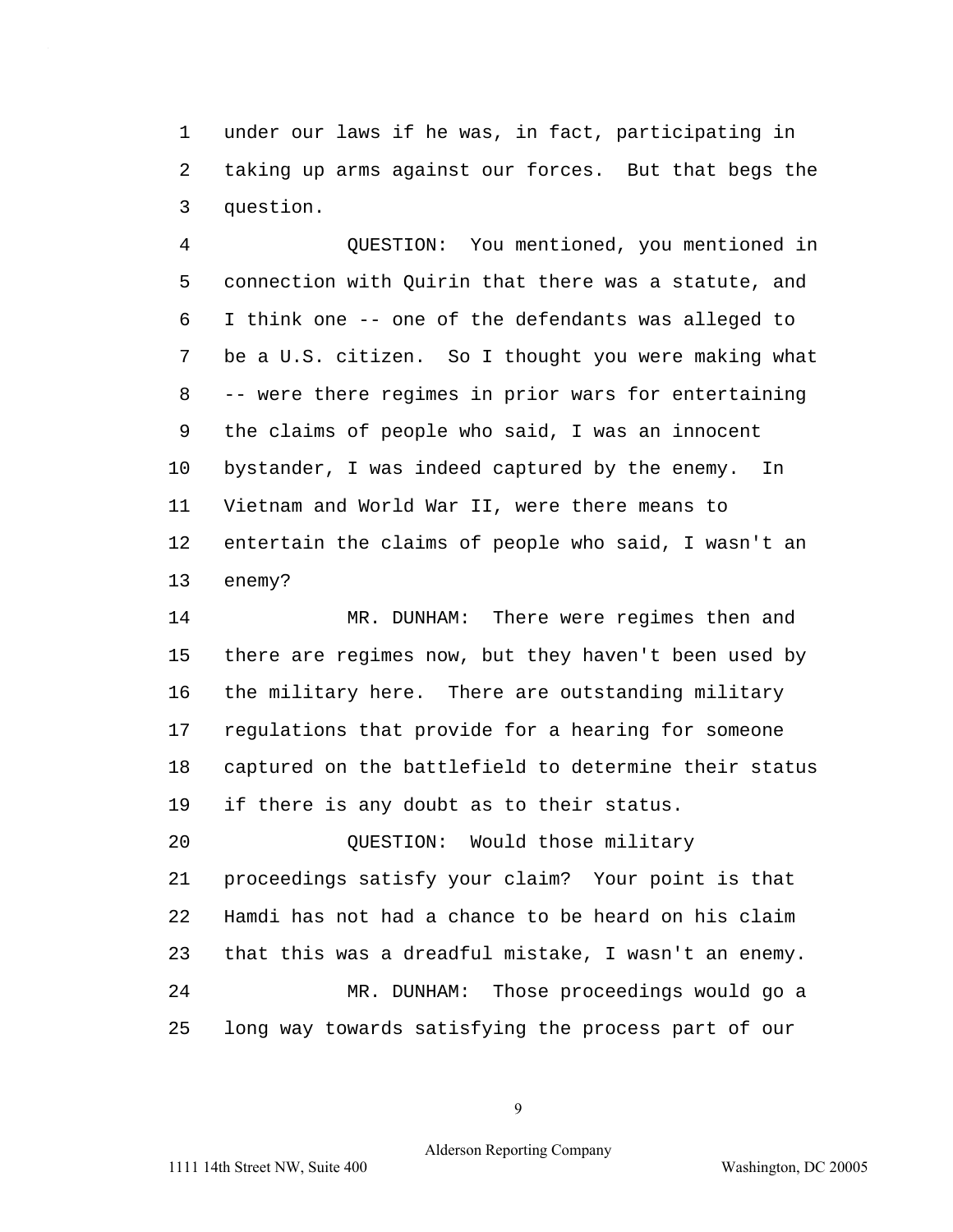under our laws if he was, in fact, participating in taking up arms against our forces. But that begs the question.

QUESTION: You mentioned, you mentioned in connection with Quirin that there was a statute, and I think one -- one of the defendants was alleged to be a U.S. citizen. So I thought you were making what -- were there regimes in prior wars for entertaining the claims of people who said, I was an innocent bystander, I was indeed captured by the enemy. In Vietnam and World War II, were there means to entertain the claims of people who said, I wasn't an enemy?

MR. DUNHAM: There were regimes then and there are regimes now, but they haven't been used by the military here. There are outstanding military regulations that provide for a hearing for someone captured on the battlefield to determine their status if there is any doubt as to their status.

QUESTION: Would those military proceedings satisfy your claim? Your point is that Hamdi has not had a chance to be heard on his claim that this was a dreadful mistake, I wasn't an enemy.

MR. DUNHAM: Those proceedings would go a long way towards satisfying the process part of our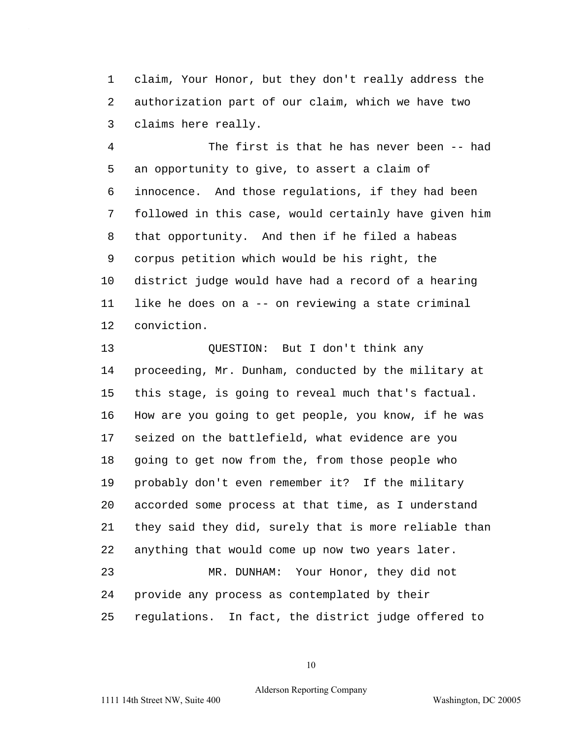claim, Your Honor, but they don't really address the authorization part of our claim, which we have two claims here really.

The first is that he has never been -- had an opportunity to give, to assert a claim of innocence. And those regulations, if they had been followed in this case, would certainly have given him that opportunity. And then if he filed a habeas corpus petition which would be his right, the district judge would have had a record of a hearing like he does on a -- on reviewing a state criminal conviction.

QUESTION: But I don't think any proceeding, Mr. Dunham, conducted by the military at this stage, is going to reveal much that's factual. How are you going to get people, you know, if he was seized on the battlefield, what evidence are you going to get now from the, from those people who probably don't even remember it? If the military accorded some process at that time, as I understand they said they did, surely that is more reliable than anything that would come up now two years later.

MR. DUNHAM: Your Honor, they did not provide any process as contemplated by their regulations. In fact, the district judge offered to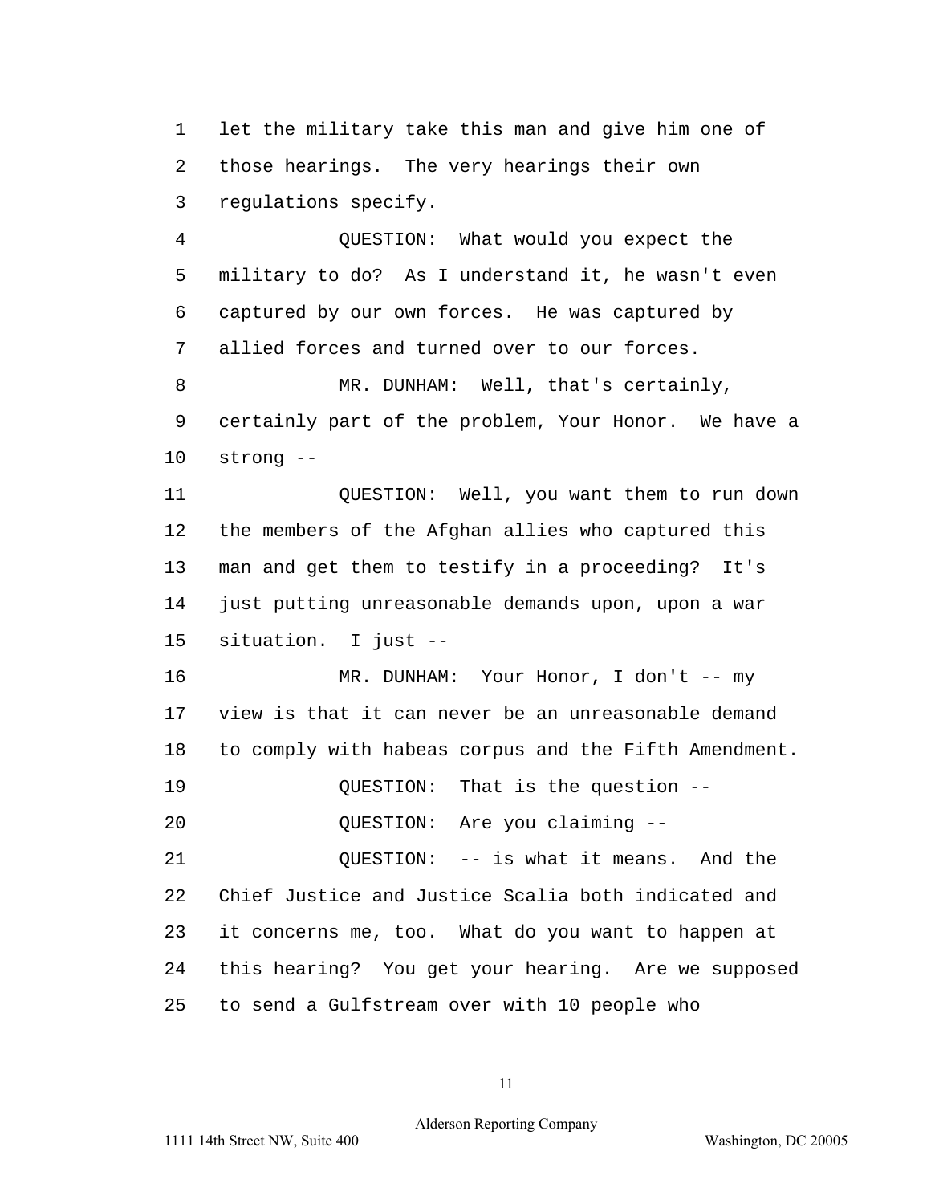1 let the military take this man and give him one of
2 those hearings. The very hearings their own
3 regulations specify.
4 QUESTION: What would you expect the
5 military to do? As I understand it, he wasn't even
6 captured by our own forces. He was captured by
7 allied forces and turned over to our forces.
8 MR. DUNHAM: Well, that's certainly,
9 certainly part of the problem, Your Honor. We have a
10 strong --
11 QUESTION: Well, you want them to run down
12 the members of the Afghan allies who captured this
13 man and get them to testify in a proceeding? It's
14 just putting unreasonable demands upon, upon a war
15 situation. I just --
16 MR. DUNHAM: Your Honor, I don't -- my
17 view is that it can never be an unreasonable demand
18 to comply with habeas corpus and the Fifth Amendment.
19 QUESTION: That is the question --
20 QUESTION: Are you claiming --
21 QUESTION: -- is what it means. And the
22 Chief Justice and Justice Scalia both indicated and
23 it concerns me, too. What do you want to happen at
24 this hearing? You get your hearing. Are we supposed
25 to send a Gulfstream over with 10 people who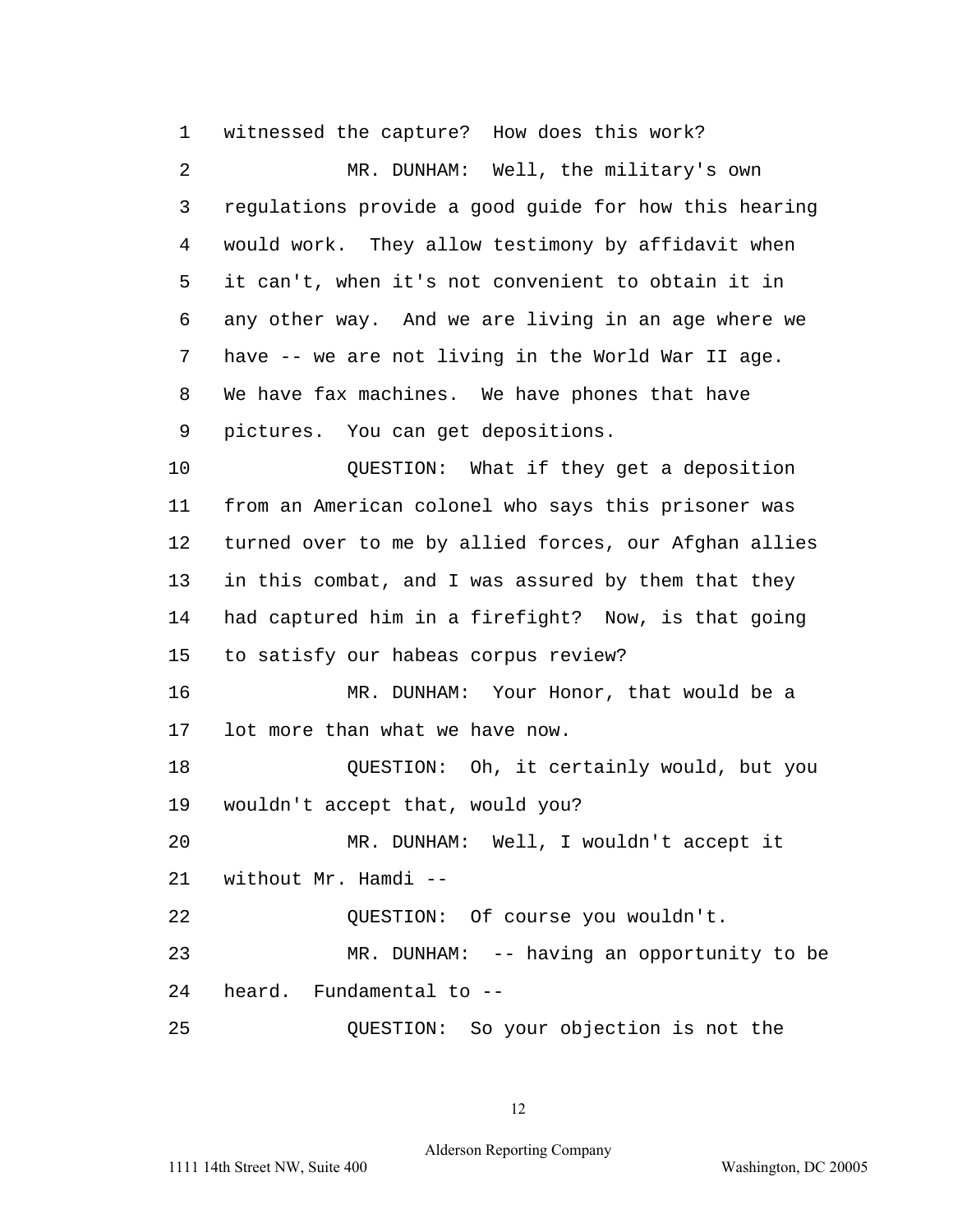1 witnessed the capture? How does this work?

2 MR. DUNHAM: Well, the military's own

3 regulations provide a good guide for how this hearing

4 would work. They allow testimony by affidavit when

5 it can't, when it's not convenient to obtain it in

6 any other way. And we are living in an age where we

7 have -- we are not living in the World War II age.

8 We have fax machines. We have phones that have

9 pictures. You can get depositions.

10 QUESTION: What if they get a deposition

11 from an American colonel who says this prisoner was

12 turned over to me by allied forces, our Afghan allies

13 in this combat, and I was assured by them that they

14 had captured him in a firefight? Now, is that going

15 to satisfy our habeas corpus review?

16 MR. DUNHAM: Your Honor, that would be a

17 lot more than what we have now.

18 QUESTION: Oh, it certainly would, but you

19 wouldn't accept that, would you?

20 MR. DUNHAM: Well, I wouldn't accept it

21 without Mr. Hamdi --

22 QUESTION: Of course you wouldn't.

23 MR. DUNHAM: -- having an opportunity to be

24 heard. Fundamental to --

25 QUESTION: So your objection is not the

Alderson Reporting Company

1111 14th Street NW, Suite 400 Washington, DC 20005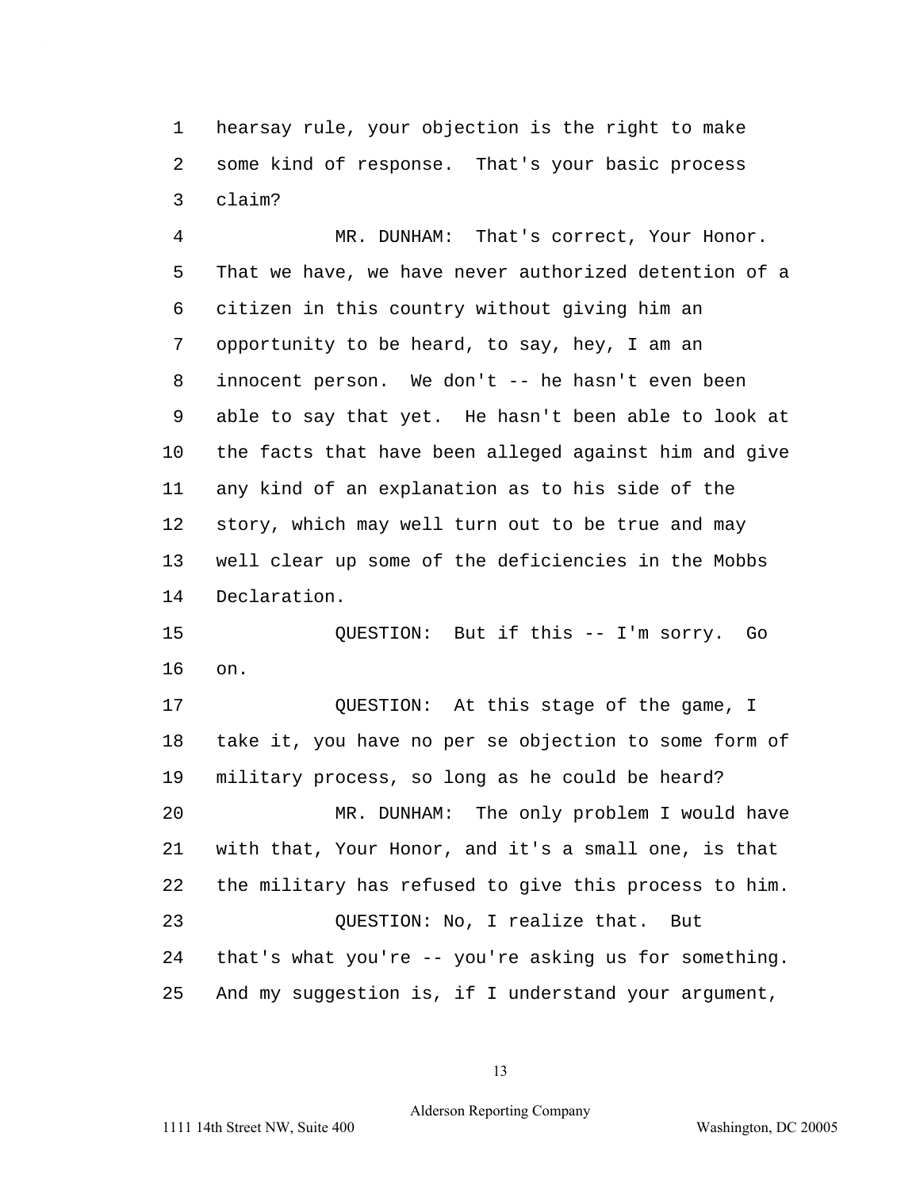1 hearsay rule, your objection is the right to make
2 some kind of response. That's your basic process
3 claim?

4 MR. DUNHAM: That's correct, Your Honor.
5 That we have, we have never authorized detention of a
6 citizen in this country without giving him an
7 opportunity to be heard, to say, hey, I am an
8 innocent person. We don't -- he hasn't even been
9 able to say that yet. He hasn't been able to look at
10 the facts that have been alleged against him and give
11 any kind of an explanation as to his side of the
12 story, which may well turn out to be true and may
13 well clear up some of the deficiencies in the Mobbs
14 Declaration.

15 QUESTION: But if this -- I'm sorry. Go
16 on.

17 QUESTION: At this stage of the game, I
18 take it, you have no per se objection to some form of
19 military process, so long as he could be heard?

20 MR. DUNHAM: The only problem I would have
21 with that, Your Honor, and it's a small one, is that
22 the military has refused to give this process to him.

23 QUESTION: No, I realize that. But
24 that's what you're -- you're asking us for something.
25 And my suggestion is, if I understand your argument,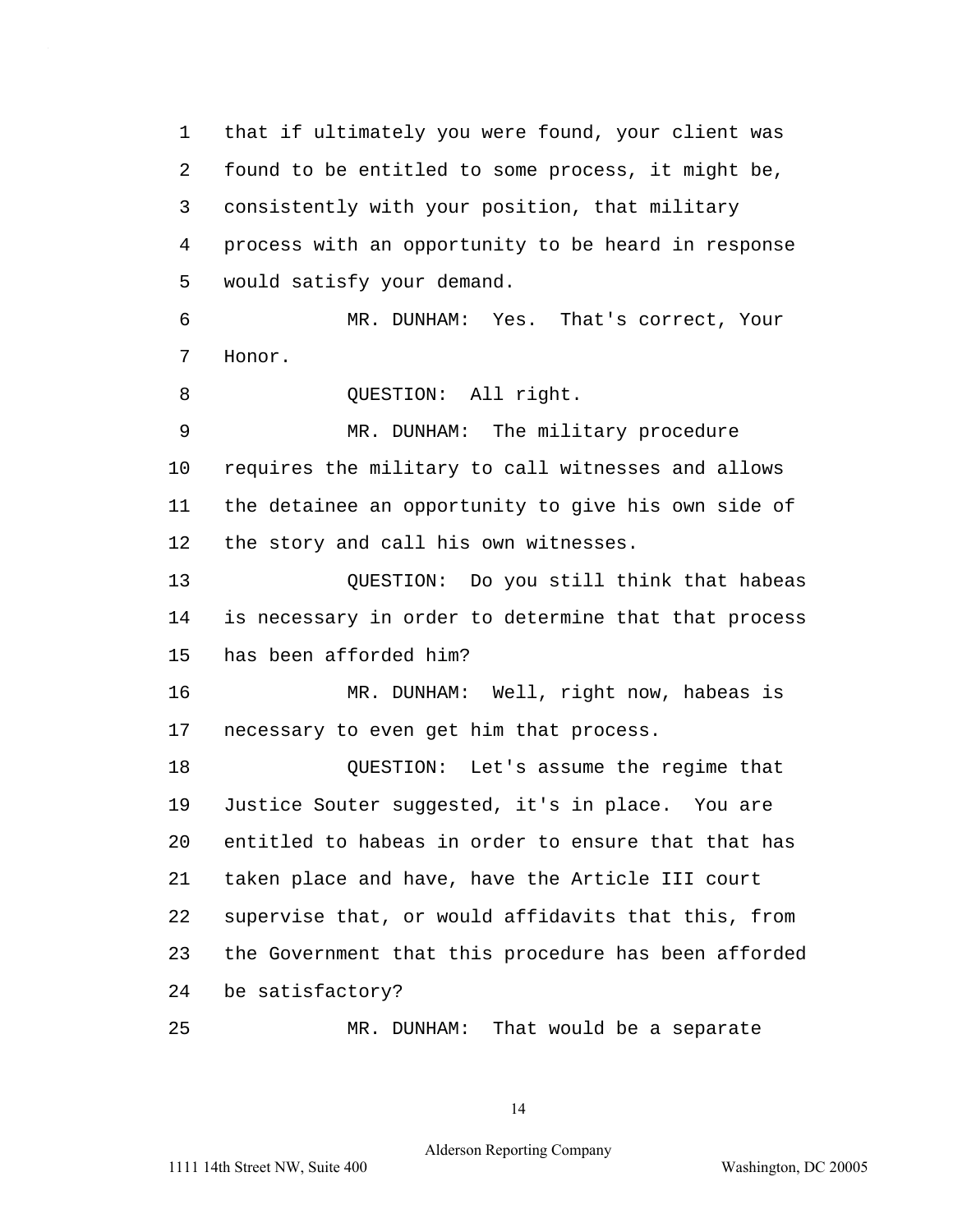that if ultimately you were found, your client was found to be entitled to some process, it might be, consistently with your position, that military process with an opportunity to be heard in response would satisfy your demand.

MR. DUNHAM: Yes. That's correct, Your Honor.

QUESTION: All right.

MR. DUNHAM: The military procedure requires the military to call witnesses and allows the detainee an opportunity to give his own side of the story and call his own witnesses.

QUESTION: Do you still think that habeas is necessary in order to determine that that process has been afforded him?

MR. DUNHAM: Well, right now, habeas is necessary to even get him that process.

QUESTION: Let's assume the regime that Justice Souter suggested, it's in place. You are entitled to habeas in order to ensure that that has taken place and have, have the Article III court supervise that, or would affidavits that this, from the Government that this procedure has been afforded be satisfactory?

MR. DUNHAM: That would be a separate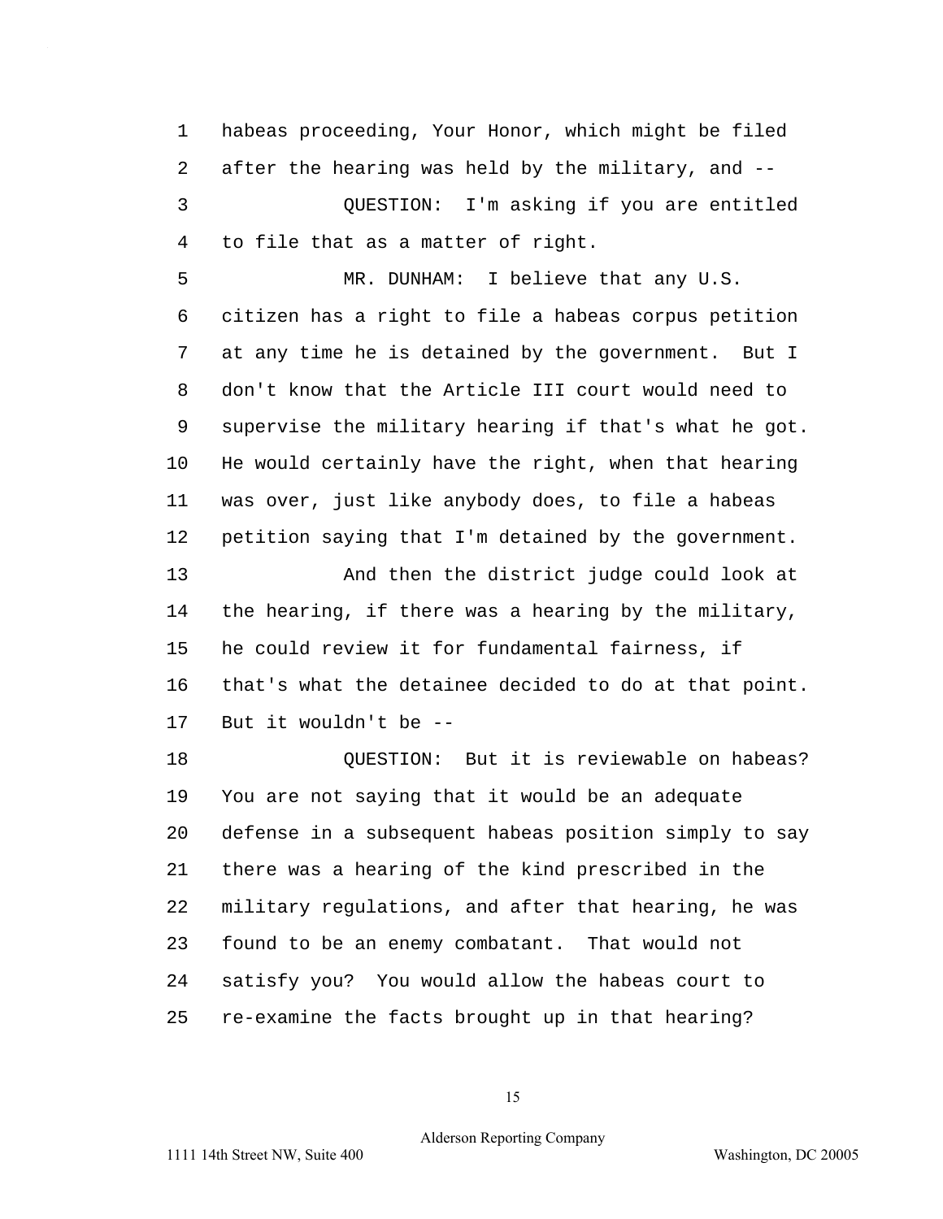habeas proceeding, Your Honor, which might be filed after the hearing was held by the military, and --

QUESTION: I'm asking if you are entitled to file that as a matter of right.

MR. DUNHAM: I believe that any U.S. citizen has a right to file a habeas corpus petition at any time he is detained by the government. But I don't know that the Article III court would need to supervise the military hearing if that's what he got. He would certainly have the right, when that hearing was over, just like anybody does, to file a habeas petition saying that I'm detained by the government.

And then the district judge could look at the hearing, if there was a hearing by the military, he could review it for fundamental fairness, if that's what the detainee decided to do at that point. But it wouldn't be --

QUESTION: But it is reviewable on habeas? You are not saying that it would be an adequate defense in a subsequent habeas position simply to say there was a hearing of the kind prescribed in the military regulations, and after that hearing, he was found to be an enemy combatant. That would not satisfy you? You would allow the habeas court to re-examine the facts brought up in that hearing?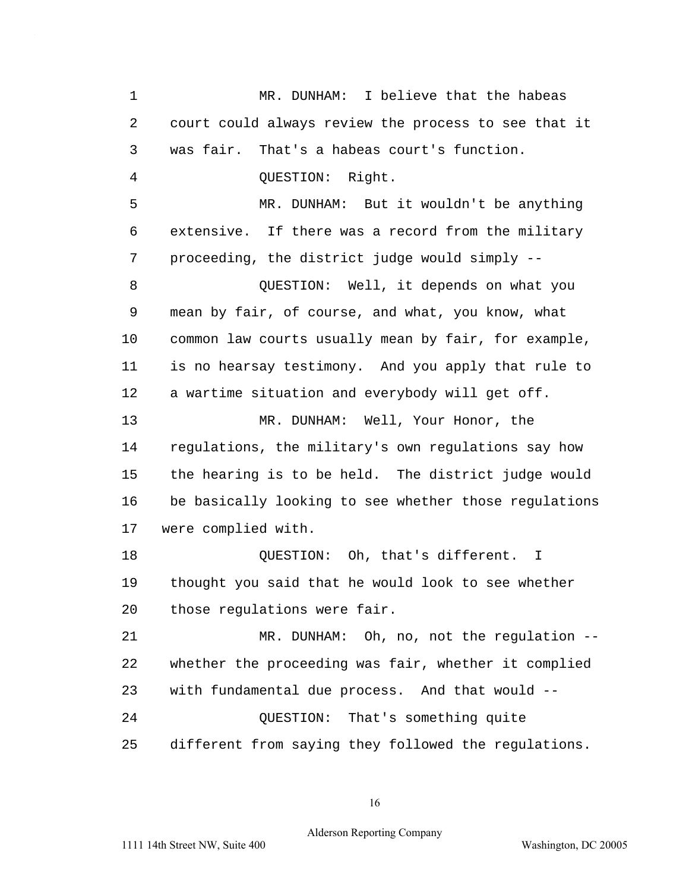MR. DUNHAM: I believe that the habeas court could always review the process to see that it was fair. That's a habeas court's function.

QUESTION: Right.

MR. DUNHAM: But it wouldn't be anything extensive. If there was a record from the military proceeding, the district judge would simply --

QUESTION: Well, it depends on what you mean by fair, of course, and what, you know, what common law courts usually mean by fair, for example, is no hearsay testimony. And you apply that rule to a wartime situation and everybody will get off.

MR. DUNHAM: Well, Your Honor, the regulations, the military's own regulations say how the hearing is to be held. The district judge would be basically looking to see whether those regulations were complied with.

QUESTION: Oh, that's different. I thought you said that he would look to see whether those regulations were fair.

MR. DUNHAM: Oh, no, not the regulation -- whether the proceeding was fair, whether it complied with fundamental due process. And that would --

QUESTION: That's something quite different from saying they followed the regulations.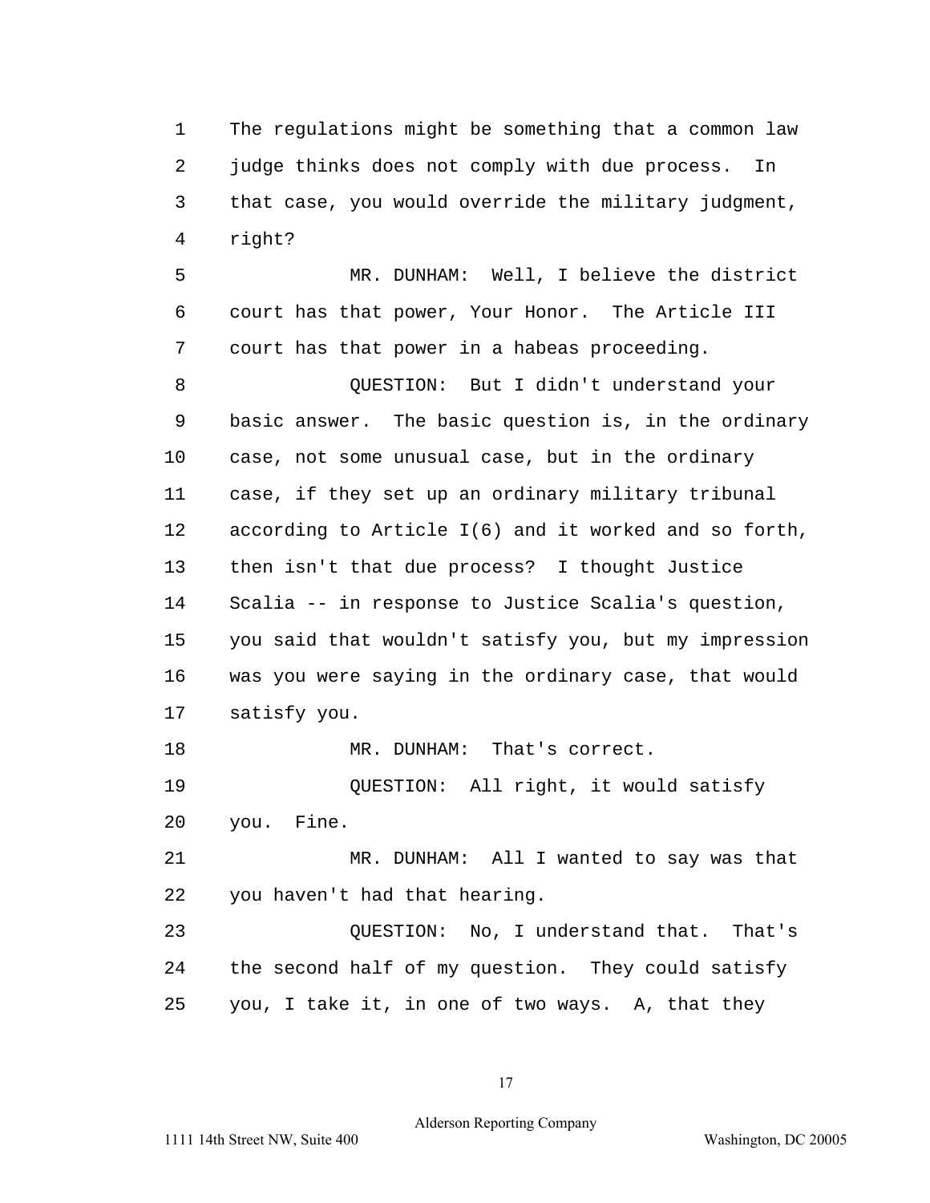The regulations might be something that a common law judge thinks does not comply with due process. In that case, you would override the military judgment, right?

MR. DUNHAM: Well, I believe the district court has that power, Your Honor. The Article III court has that power in a habeas proceeding.

QUESTION: But I didn't understand your basic answer. The basic question is, in the ordinary case, not some unusual case, but in the ordinary case, if they set up an ordinary military tribunal according to Article I(6) and it worked and so forth, then isn't that due process? I thought Justice Scalia -- in response to Justice Scalia's question, you said that wouldn't satisfy you, but my impression was you were saying in the ordinary case, that would satisfy you.

MR. DUNHAM: That's correct.

QUESTION: All right, it would satisfy you. Fine.

MR. DUNHAM: All I wanted to say was that you haven't had that hearing.

QUESTION: No, I understand that. That's the second half of my question. They could satisfy you, I take it, in one of two ways. A, that they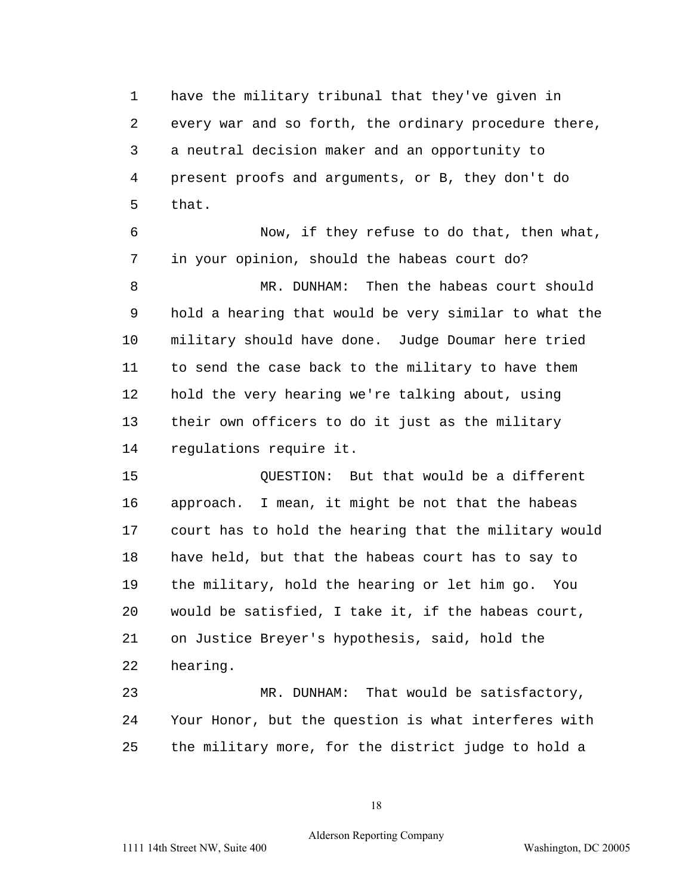have the military tribunal that they've given in every war and so forth, the ordinary procedure there, a neutral decision maker and an opportunity to present proofs and arguments, or B, they don't do that.

Now, if they refuse to do that, then what, in your opinion, should the habeas court do?

MR. DUNHAM: Then the habeas court should hold a hearing that would be very similar to what the military should have done. Judge Doumar here tried to send the case back to the military to have them hold the very hearing we're talking about, using their own officers to do it just as the military regulations require it.

QUESTION: But that would be a different approach. I mean, it might be not that the habeas court has to hold the hearing that the military would have held, but that the habeas court has to say to the military, hold the hearing or let him go. You would be satisfied, I take it, if the habeas court, on Justice Breyer's hypothesis, said, hold the hearing.

MR. DUNHAM: That would be satisfactory, Your Honor, but the question is what interferes with the military more, for the district judge to hold a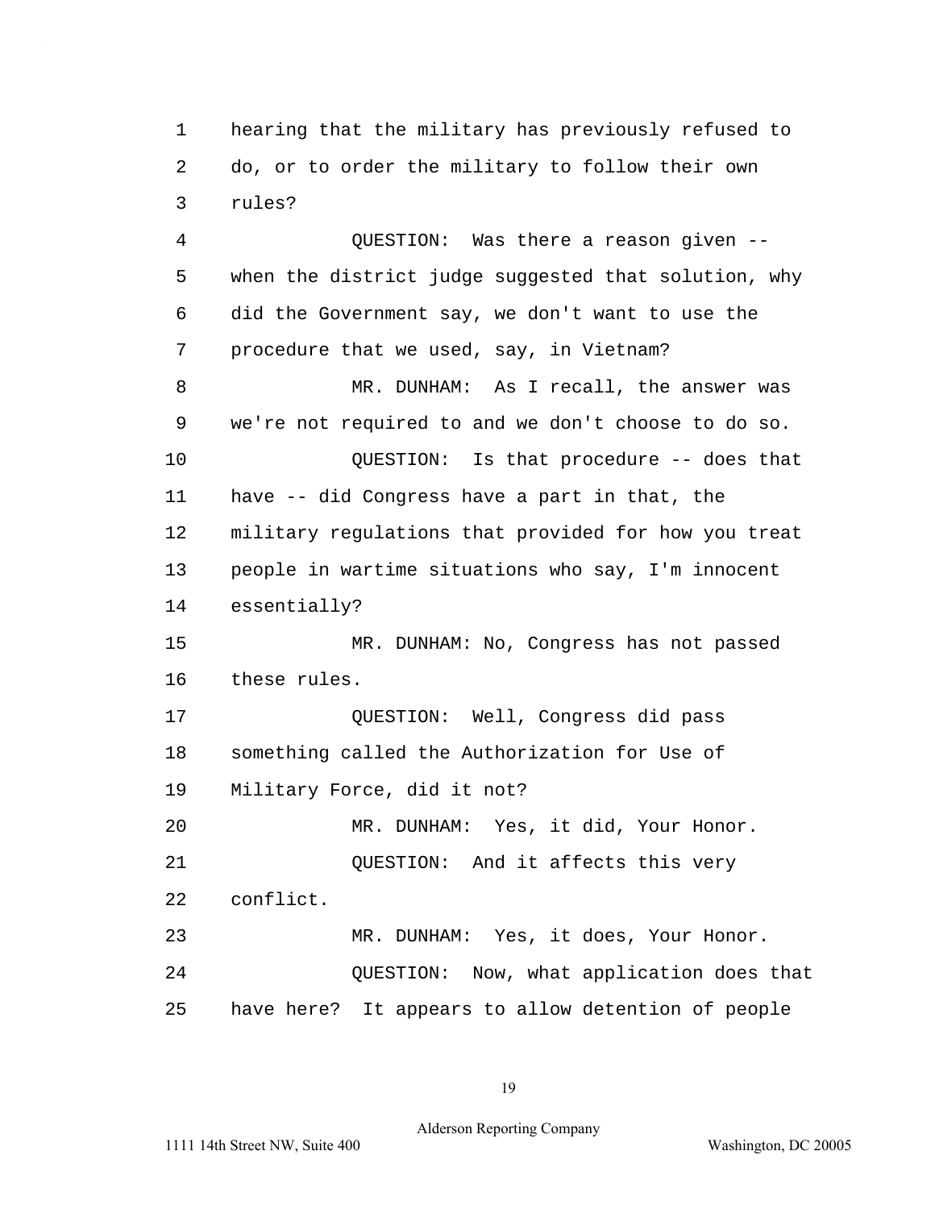1 hearing that the military has previously refused to
2 do, or to order the military to follow their own
3 rules?

4 QUESTION: Was there a reason given --
5 when the district judge suggested that solution, why
6 did the Government say, we don't want to use the
7 procedure that we used, say, in Vietnam?

8 MR. DUNHAM: As I recall, the answer was
9 we're not required to and we don't choose to do so.

10 QUESTION: Is that procedure -- does that
11 have -- did Congress have a part in that, the
12 military regulations that provided for how you treat
13 people in wartime situations who say, I'm innocent
14 essentially?

15 MR. DUNHAM: No, Congress has not passed
16 these rules.

17 QUESTION: Well, Congress did pass
18 something called the Authorization for Use of
19 Military Force, did it not?

20 MR. DUNHAM: Yes, it did, Your Honor.

21 QUESTION: And it affects this very
22 conflict.

23 MR. DUNHAM: Yes, it does, Your Honor.

24 QUESTION: Now, what application does that
25 have here? It appears to allow detention of people

Alderson Reporting Company

1111 14th Street NW, Suite 400 Washington, DC 20005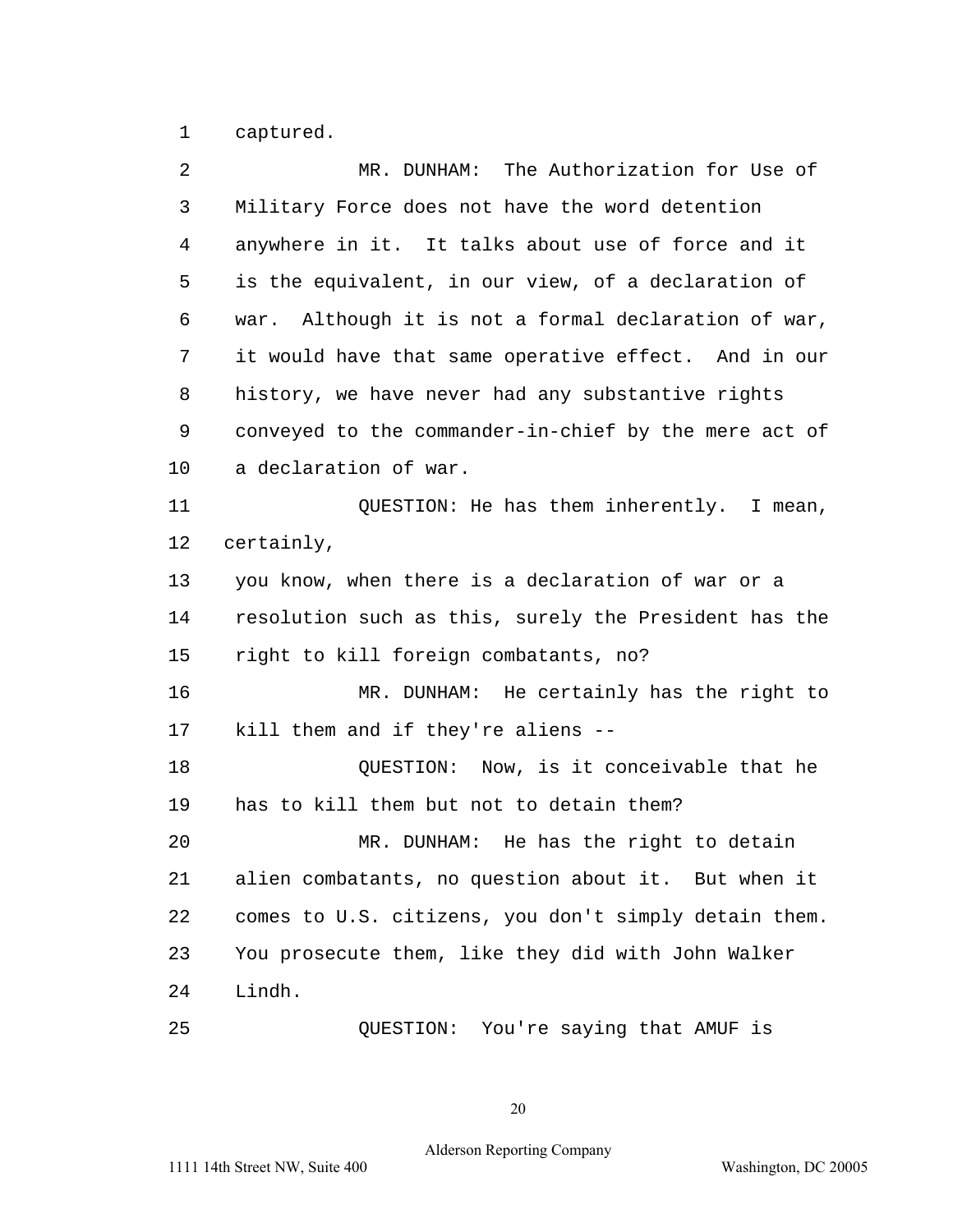1 captured.

2 MR. DUNHAM: The Authorization for Use of

3 Military Force does not have the word detention

4 anywhere in it. It talks about use of force and it

5 is the equivalent, in our view, of a declaration of

6 war. Although it is not a formal declaration of war,

7 it would have that same operative effect. And in our

8 history, we have never had any substantive rights

9 conveyed to the commander-in-chief by the mere act of

10 a declaration of war.

11 QUESTION: He has them inherently. I mean,

12 certainly,

13 you know, when there is a declaration of war or a

14 resolution such as this, surely the President has the

15 right to kill foreign combatants, no?

16 MR. DUNHAM: He certainly has the right to

17 kill them and if they're aliens --

18 QUESTION: Now, is it conceivable that he

19 has to kill them but not to detain them?

20 MR. DUNHAM: He has the right to detain

21 alien combatants, no question about it. But when it

22 comes to U.S. citizens, you don't simply detain them.

23 You prosecute them, like they did with John Walker

24 Lindh.

25 QUESTION: You're saying that AMUF is

Alderson Reporting Company

1111 14th Street NW, Suite 400 Washington, DC 20005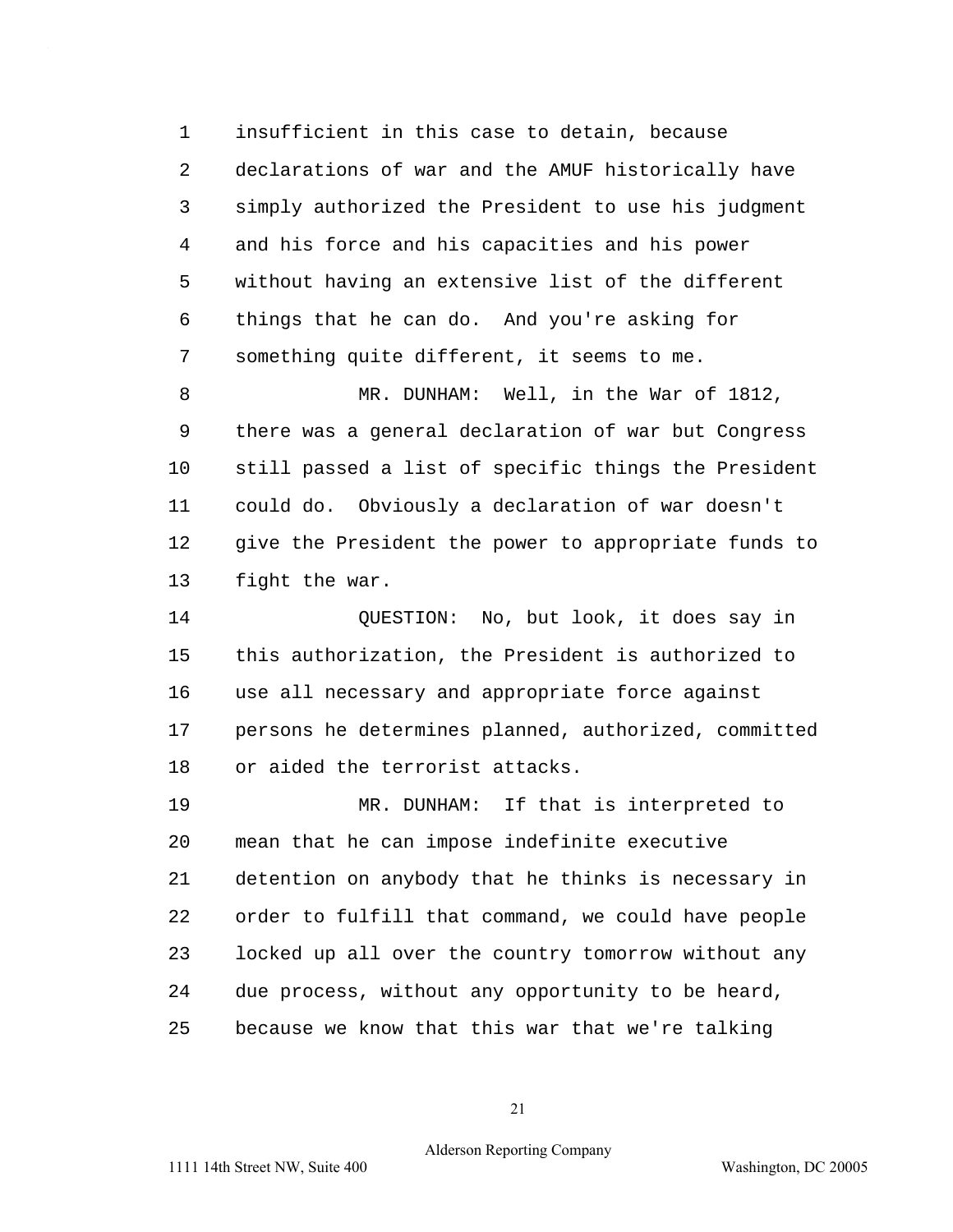insufficient in this case to detain, because declarations of war and the AMUF historically have simply authorized the President to use his judgment and his force and his capacities and his power without having an extensive list of the different things that he can do. And you're asking for something quite different, it seems to me.

MR. DUNHAM: Well, in the War of 1812, there was a general declaration of war but Congress still passed a list of specific things the President could do. Obviously a declaration of war doesn't give the President the power to appropriate funds to fight the war.

QUESTION: No, but look, it does say in this authorization, the President is authorized to use all necessary and appropriate force against persons he determines planned, authorized, committed or aided the terrorist attacks.

MR. DUNHAM: If that is interpreted to mean that he can impose indefinite executive detention on anybody that he thinks is necessary in order to fulfill that command, we could have people locked up all over the country tomorrow without any due process, without any opportunity to be heard, because we know that this war that we're talking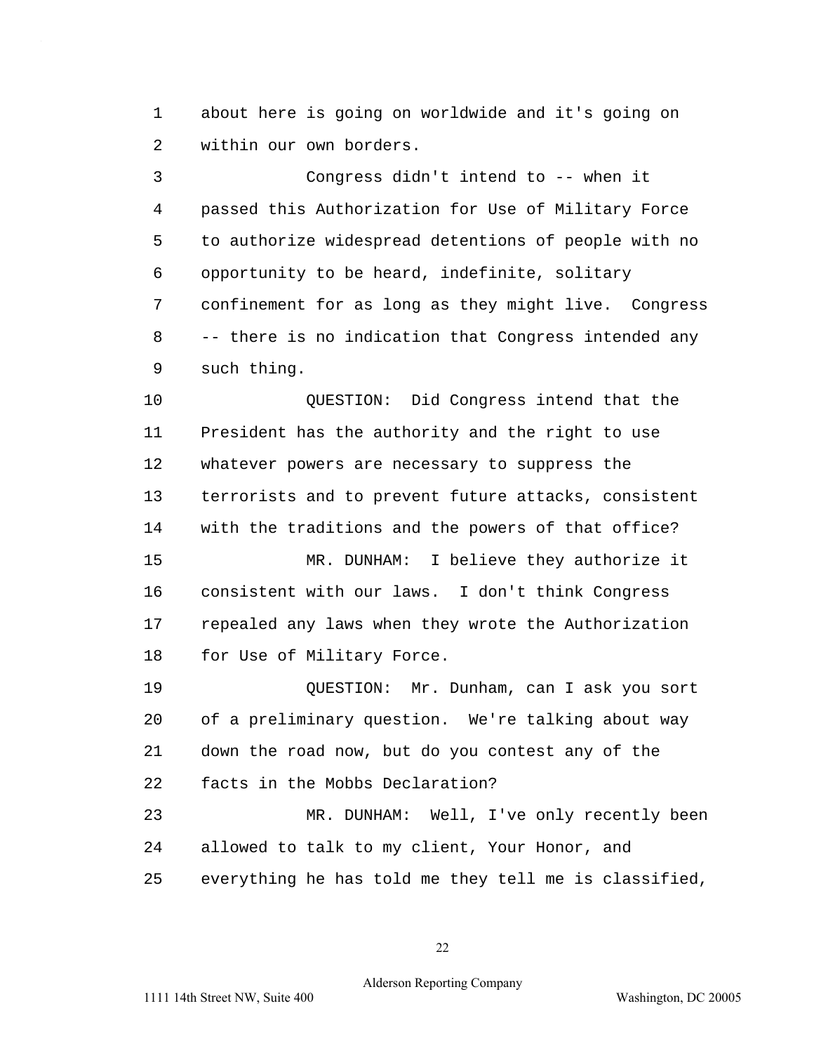about here is going on worldwide and it's going on within our own borders.

Congress didn't intend to -- when it passed this Authorization for Use of Military Force to authorize widespread detentions of people with no opportunity to be heard, indefinite, solitary confinement for as long as they might live. Congress -- there is no indication that Congress intended any such thing.

QUESTION: Did Congress intend that the President has the authority and the right to use whatever powers are necessary to suppress the terrorists and to prevent future attacks, consistent with the traditions and the powers of that office?

MR. DUNHAM: I believe they authorize it consistent with our laws. I don't think Congress repealed any laws when they wrote the Authorization for Use of Military Force.

QUESTION: Mr. Dunham, can I ask you sort of a preliminary question. We're talking about way down the road now, but do you contest any of the facts in the Mobbs Declaration?

MR. DUNHAM: Well, I've only recently been allowed to talk to my client, Your Honor, and everything he has told me they tell me is classified,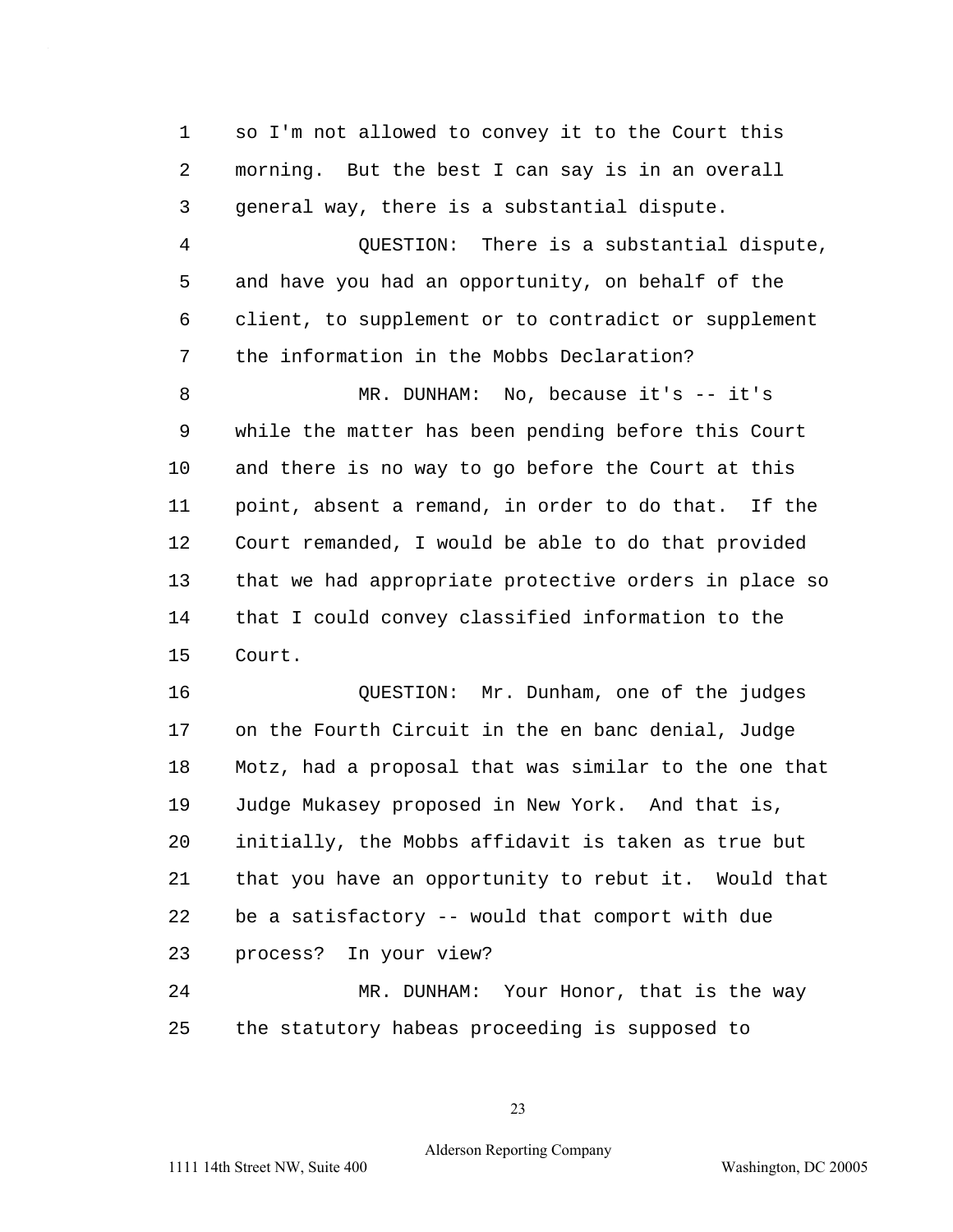so I'm not allowed to convey it to the Court this morning. But the best I can say is in an overall general way, there is a substantial dispute.

QUESTION: There is a substantial dispute, and have you had an opportunity, on behalf of the client, to supplement or to contradict or supplement the information in the Mobbs Declaration?

MR. DUNHAM: No, because it's -- it's while the matter has been pending before this Court and there is no way to go before the Court at this point, absent a remand, in order to do that. If the Court remanded, I would be able to do that provided that we had appropriate protective orders in place so that I could convey classified information to the Court.

QUESTION: Mr. Dunham, one of the judges on the Fourth Circuit in the en banc denial, Judge Motz, had a proposal that was similar to the one that Judge Mukasey proposed in New York. And that is, initially, the Mobbs affidavit is taken as true but that you have an opportunity to rebut it. Would that be a satisfactory -- would that comport with due process? In your view?

MR. DUNHAM: Your Honor, that is the way the statutory habeas proceeding is supposed to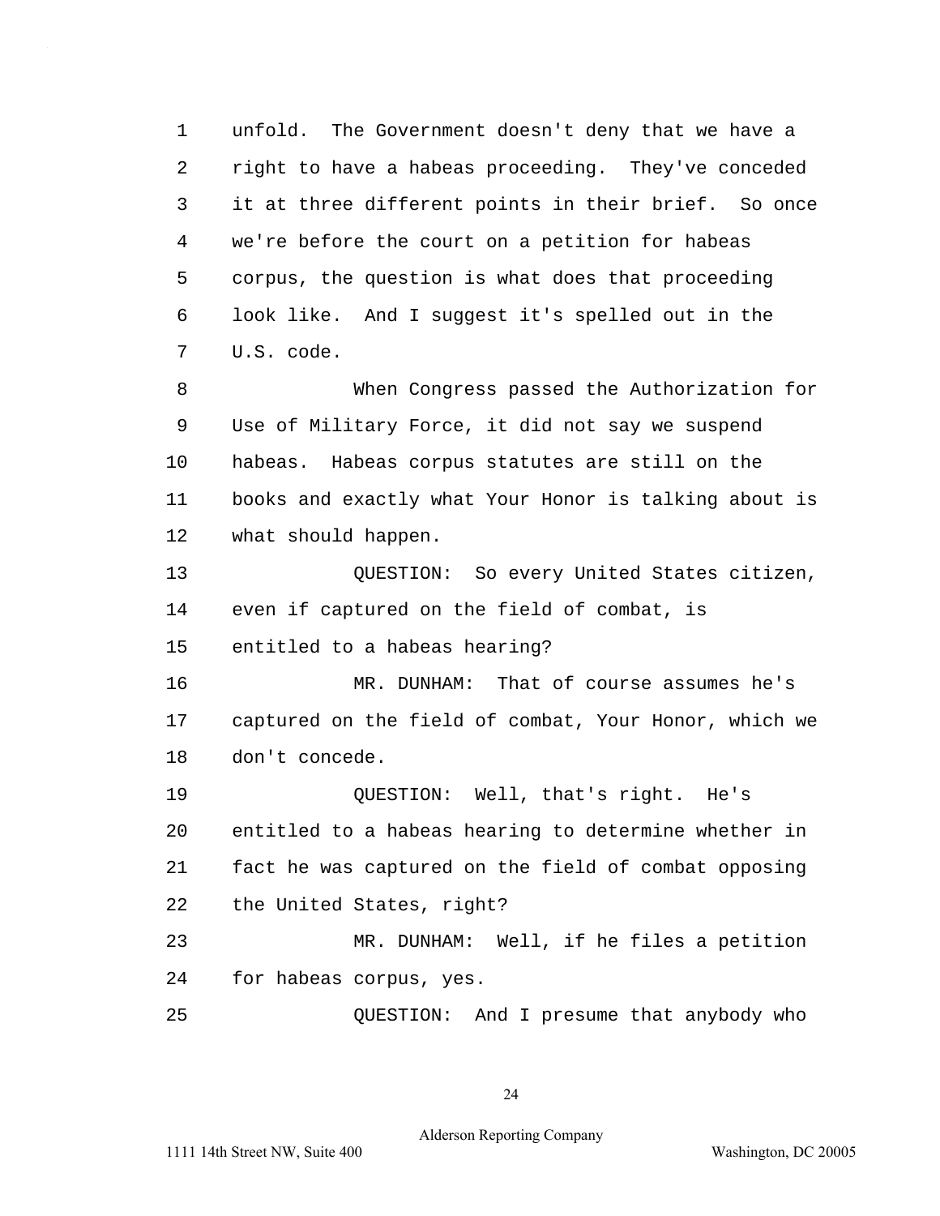unfold. The Government doesn't deny that we have a right to have a habeas proceeding. They've conceded it at three different points in their brief. So once we're before the court on a petition for habeas corpus, the question is what does that proceeding look like. And I suggest it's spelled out in the U.S. code.

When Congress passed the Authorization for Use of Military Force, it did not say we suspend habeas. Habeas corpus statutes are still on the books and exactly what Your Honor is talking about is what should happen.

QUESTION: So every United States citizen, even if captured on the field of combat, is entitled to a habeas hearing?

MR. DUNHAM: That of course assumes he's captured on the field of combat, Your Honor, which we don't concede.

QUESTION: Well, that's right. He's entitled to a habeas hearing to determine whether in fact he was captured on the field of combat opposing the United States, right?

MR. DUNHAM: Well, if he files a petition for habeas corpus, yes.

QUESTION: And I presume that anybody who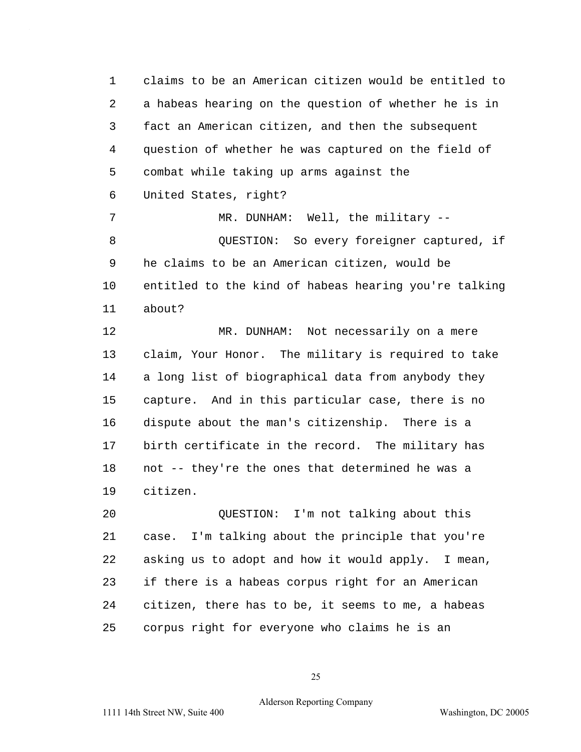claims to be an American citizen would be entitled to a habeas hearing on the question of whether he is in fact an American citizen, and then the subsequent question of whether he was captured on the field of combat while taking up arms against the United States, right?

MR. DUNHAM: Well, the military --

QUESTION: So every foreigner captured, if he claims to be an American citizen, would be entitled to the kind of habeas hearing you're talking about?

MR. DUNHAM: Not necessarily on a mere claim, Your Honor. The military is required to take a long list of biographical data from anybody they capture. And in this particular case, there is no dispute about the man's citizenship. There is a birth certificate in the record. The military has not -- they're the ones that determined he was a citizen.

QUESTION: I'm not talking about this case. I'm talking about the principle that you're asking us to adopt and how it would apply. I mean, if there is a habeas corpus right for an American citizen, there has to be, it seems to me, a habeas corpus right for everyone who claims he is an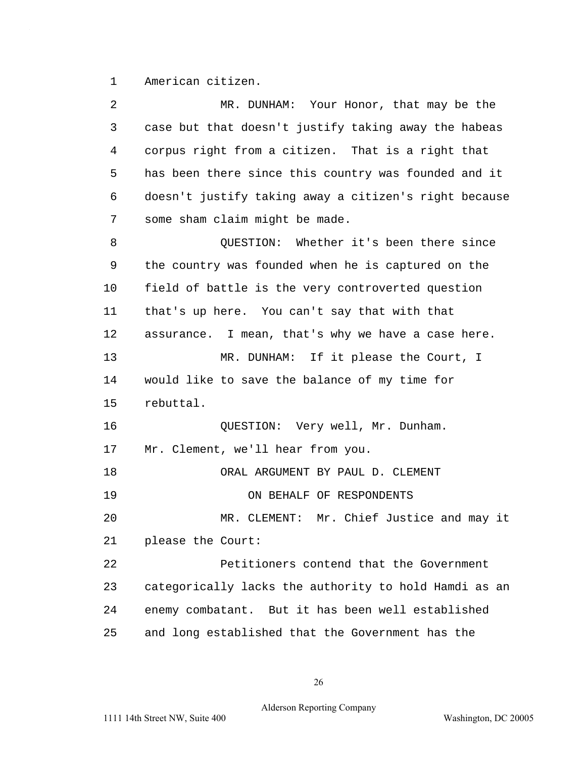American citizen.

MR. DUNHAM: Your Honor, that may be the case but that doesn't justify taking away the habeas corpus right from a citizen. That is a right that has been there since this country was founded and it doesn't justify taking away a citizen's right because some sham claim might be made.

QUESTION: Whether it's been there since the country was founded when he is captured on the field of battle is the very controverted question that's up here. You can't say that with that assurance. I mean, that's why we have a case here.

MR. DUNHAM: If it please the Court, I would like to save the balance of my time for rebuttal.

QUESTION: Very well, Mr. Dunham. Mr. Clement, we'll hear from you.

ORAL ARGUMENT BY PAUL D. CLEMENT

ON BEHALF OF RESPONDENTS

MR. CLEMENT: Mr. Chief Justice and may it please the Court:

Petitioners contend that the Government categorically lacks the authority to hold Hamdi as an enemy combatant. But it has been well established and long established that the Government has the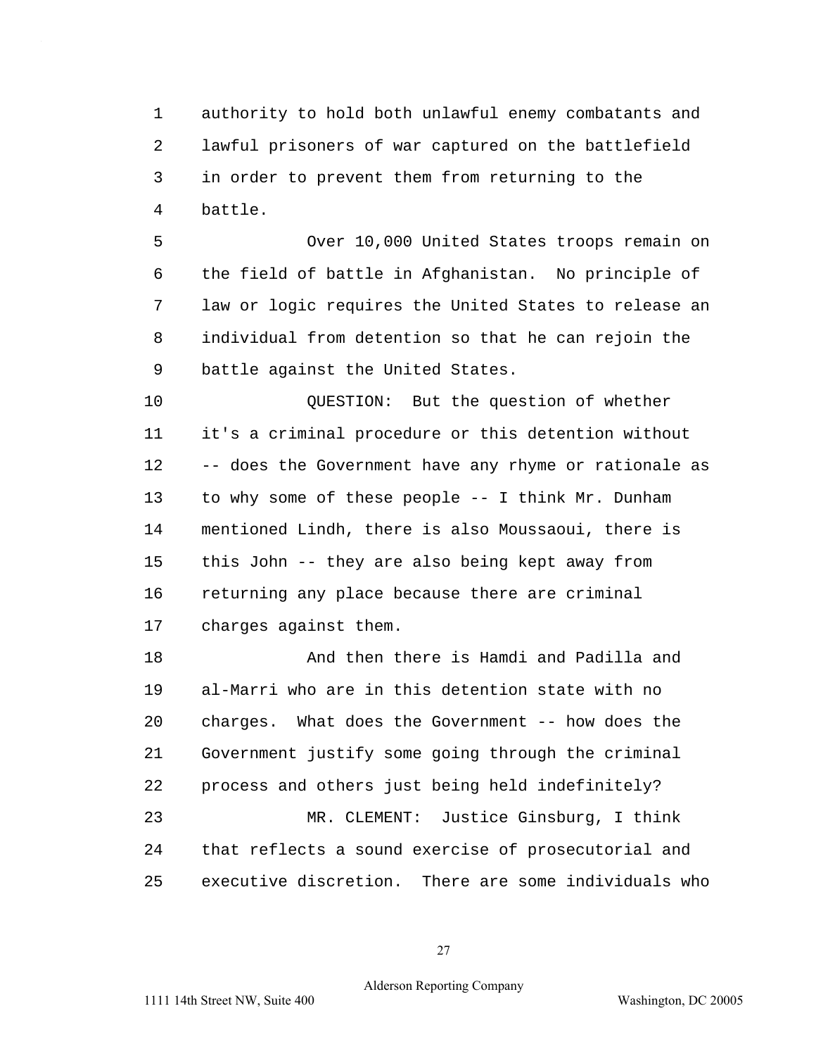authority to hold both unlawful enemy combatants and lawful prisoners of war captured on the battlefield in order to prevent them from returning to the battle.

Over 10,000 United States troops remain on the field of battle in Afghanistan. No principle of law or logic requires the United States to release an individual from detention so that he can rejoin the battle against the United States.

QUESTION: But the question of whether it's a criminal procedure or this detention without -- does the Government have any rhyme or rationale as to why some of these people -- I think Mr. Dunham mentioned Lindh, there is also Moussaoui, there is this John -- they are also being kept away from returning any place because there are criminal charges against them.

And then there is Hamdi and Padilla and al-Marri who are in this detention state with no charges. What does the Government -- how does the Government justify some going through the criminal process and others just being held indefinitely?

MR. CLEMENT: Justice Ginsburg, I think that reflects a sound exercise of prosecutorial and executive discretion. There are some individuals who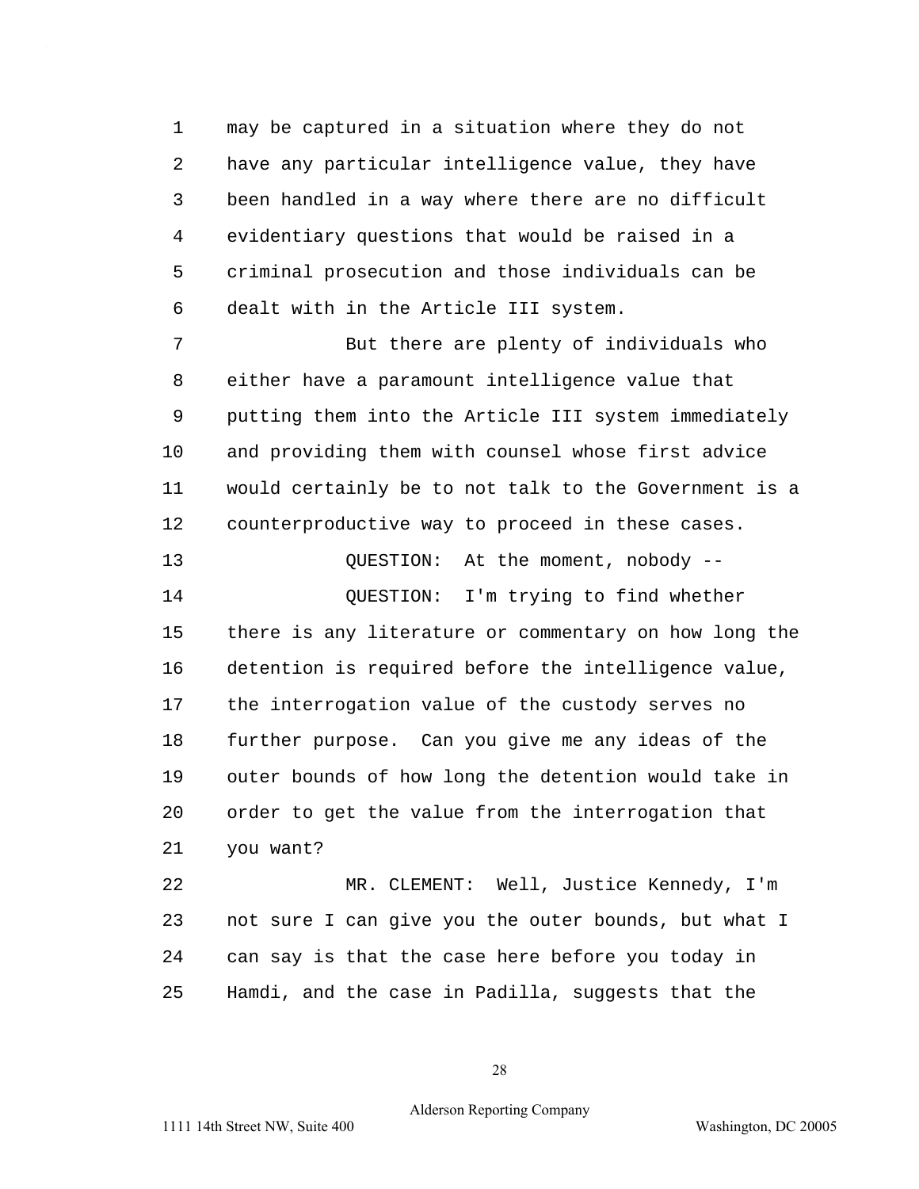may be captured in a situation where they do not have any particular intelligence value, they have been handled in a way where there are no difficult evidentiary questions that would be raised in a criminal prosecution and those individuals can be dealt with in the Article III system.

But there are plenty of individuals who either have a paramount intelligence value that putting them into the Article III system immediately and providing them with counsel whose first advice would certainly be to not talk to the Government is a counterproductive way to proceed in these cases.

QUESTION: At the moment, nobody --

QUESTION: I'm trying to find whether there is any literature or commentary on how long the detention is required before the intelligence value, the interrogation value of the custody serves no further purpose. Can you give me any ideas of the outer bounds of how long the detention would take in order to get the value from the interrogation that you want?

MR. CLEMENT: Well, Justice Kennedy, I'm not sure I can give you the outer bounds, but what I can say is that the case here before you today in Hamdi, and the case in Padilla, suggests that the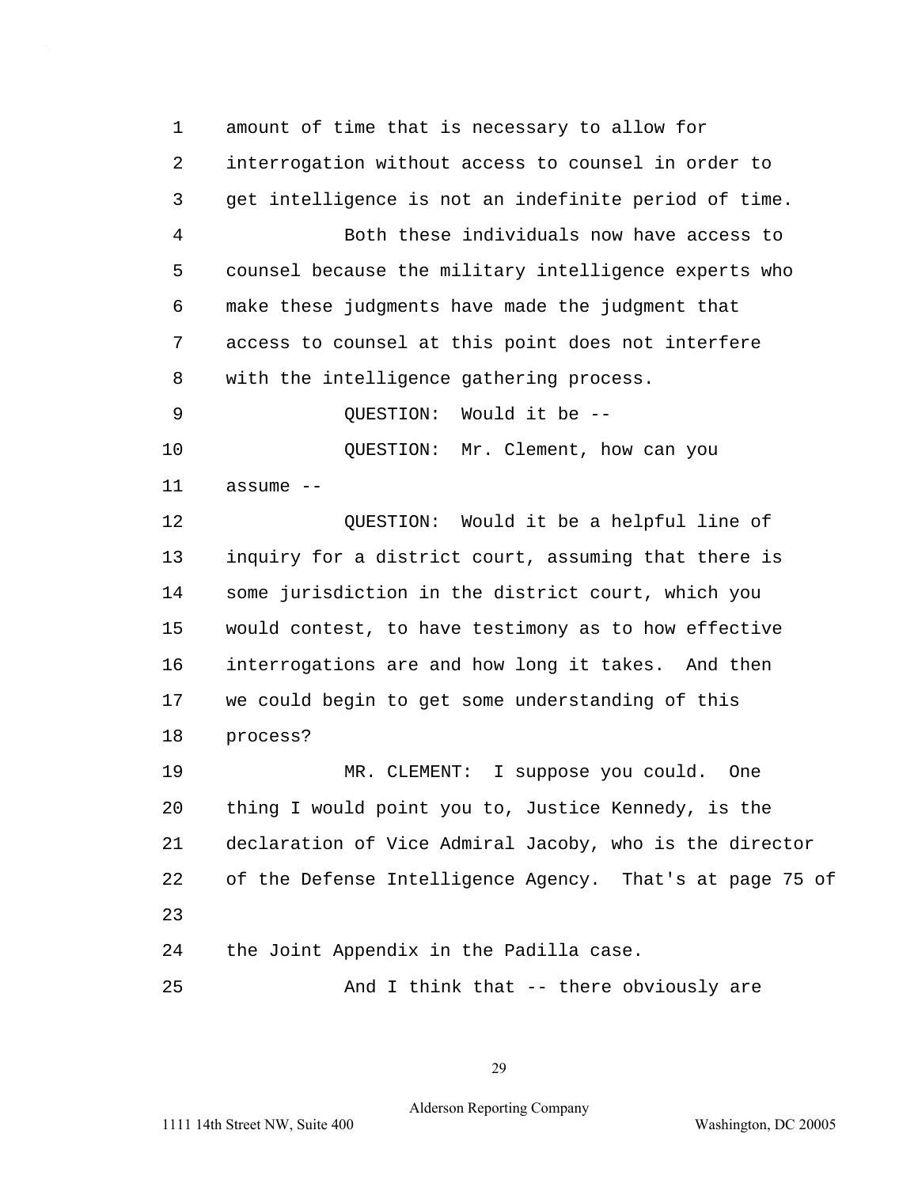amount of time that is necessary to allow for interrogation without access to counsel in order to get intelligence is not an indefinite period of time.

Both these individuals now have access to counsel because the military intelligence experts who make these judgments have made the judgment that access to counsel at this point does not interfere with the intelligence gathering process.

QUESTION: Would it be --

QUESTION: Mr. Clement, how can you assume --

QUESTION: Would it be a helpful line of inquiry for a district court, assuming that there is some jurisdiction in the district court, which you would contest, to have testimony as to how effective interrogations are and how long it takes. And then we could begin to get some understanding of this process?

MR. CLEMENT: I suppose you could. One thing I would point you to, Justice Kennedy, is the declaration of Vice Admiral Jacoby, who is the director of the Defense Intelligence Agency. That's at page 75 of the Joint Appendix in the Padilla case.

And I think that -- there obviously are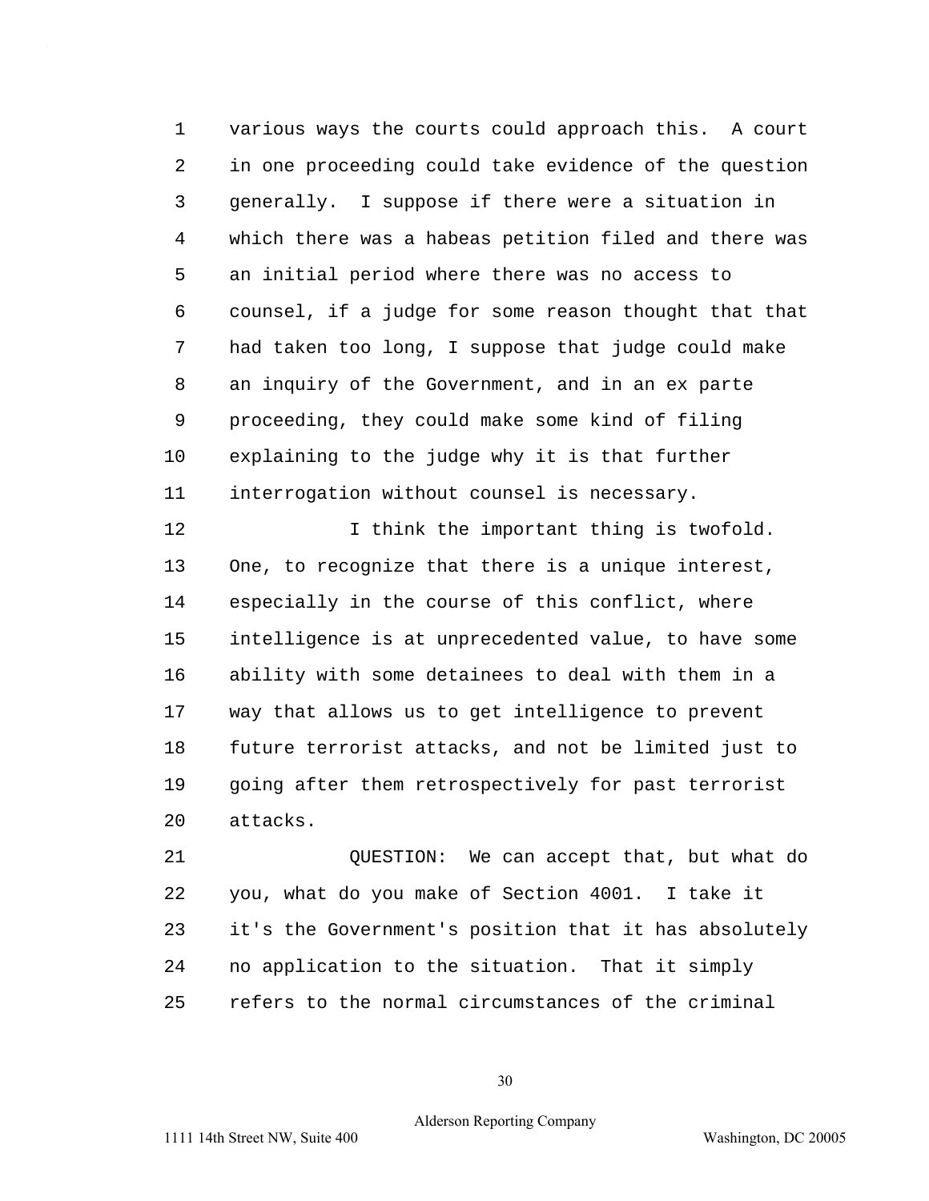various ways the courts could approach this. A court in one proceeding could take evidence of the question generally. I suppose if there were a situation in which there was a habeas petition filed and there was an initial period where there was no access to counsel, if a judge for some reason thought that that had taken too long, I suppose that judge could make an inquiry of the Government, and in an ex parte proceeding, they could make some kind of filing explaining to the judge why it is that further interrogation without counsel is necessary.

I think the important thing is twofold. One, to recognize that there is a unique interest, especially in the course of this conflict, where intelligence is at unprecedented value, to have some ability with some detainees to deal with them in a way that allows us to get intelligence to prevent future terrorist attacks, and not be limited just to going after them retrospectively for past terrorist attacks.

QUESTION: We can accept that, but what do you, what do you make of Section 4001. I take it it's the Government's position that it has absolutely no application to the situation. That it simply refers to the normal circumstances of the criminal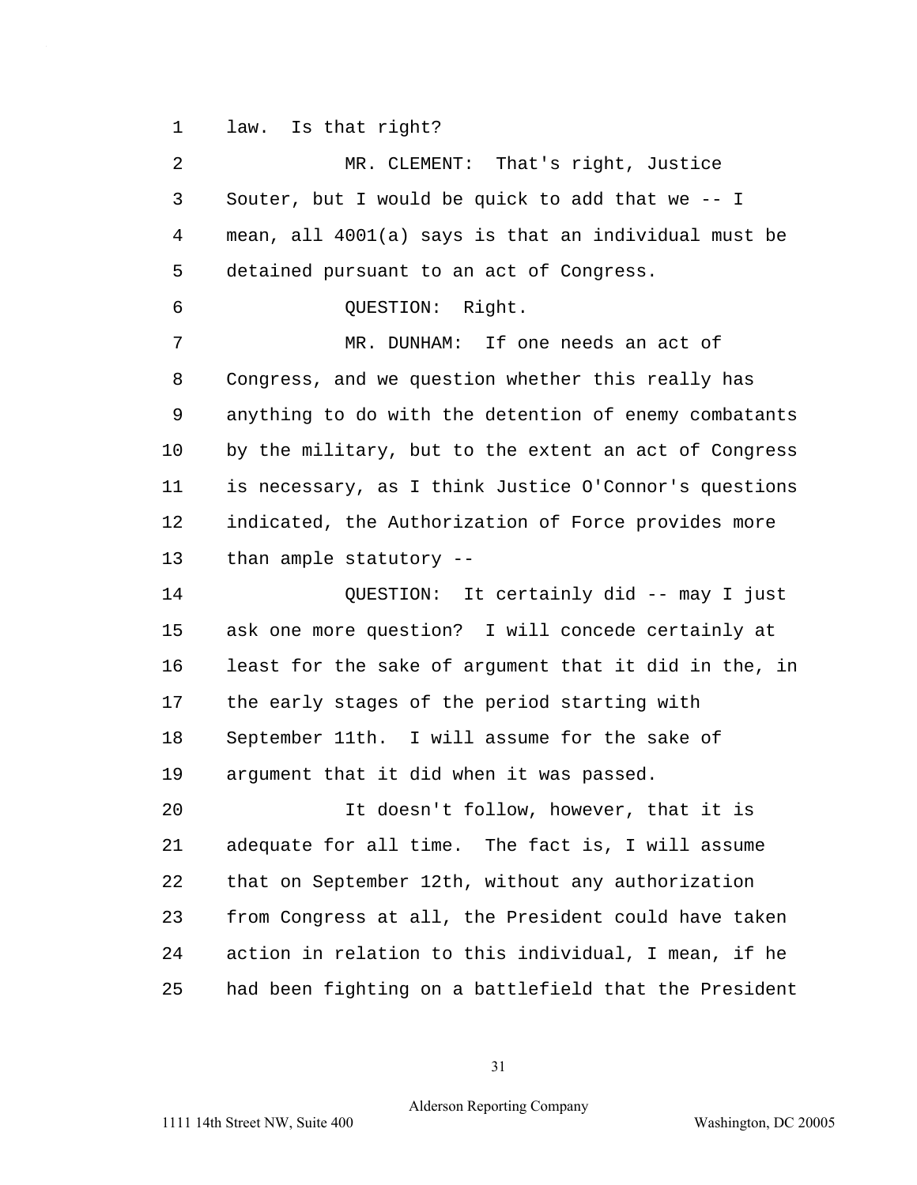law. Is that right?

MR. CLEMENT: That's right, Justice Souter, but I would be quick to add that we -- I mean, all 4001(a) says is that an individual must be detained pursuant to an act of Congress.

QUESTION: Right.

MR. DUNHAM: If one needs an act of Congress, and we question whether this really has anything to do with the detention of enemy combatants by the military, but to the extent an act of Congress is necessary, as I think Justice O'Connor's questions indicated, the Authorization of Force provides more than ample statutory --

QUESTION: It certainly did -- may I just ask one more question? I will concede certainly at least for the sake of argument that it did in the, in the early stages of the period starting with September 11th. I will assume for the sake of argument that it did when it was passed.

It doesn't follow, however, that it is adequate for all time. The fact is, I will assume that on September 12th, without any authorization from Congress at all, the President could have taken action in relation to this individual, I mean, if he had been fighting on a battlefield that the President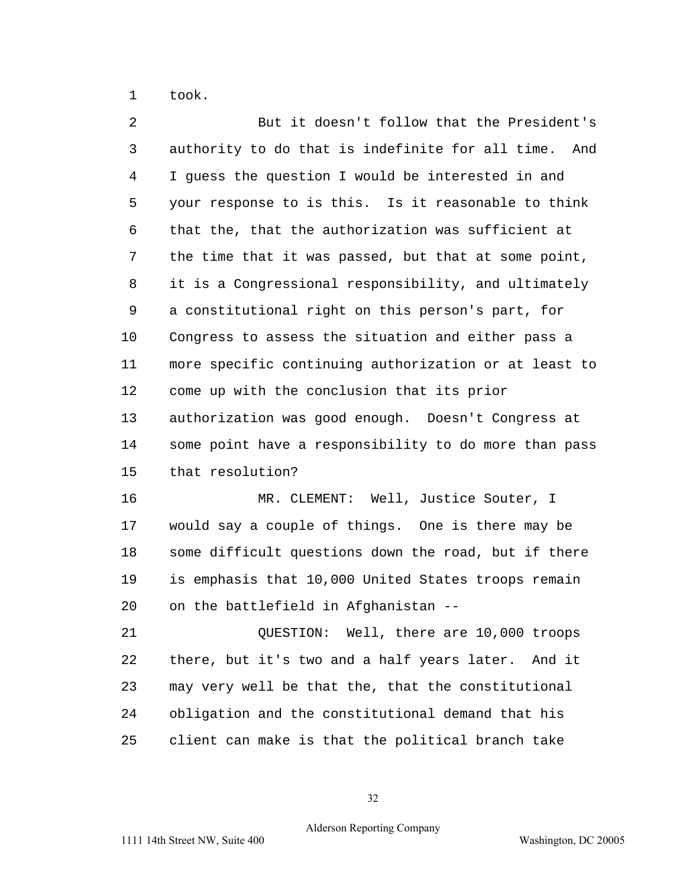took.

But it doesn't follow that the President's authority to do that is indefinite for all time. And I guess the question I would be interested in and your response to is this. Is it reasonable to think that the, that the authorization was sufficient at the time that it was passed, but that at some point, it is a Congressional responsibility, and ultimately a constitutional right on this person's part, for Congress to assess the situation and either pass a more specific continuing authorization or at least to come up with the conclusion that its prior authorization was good enough. Doesn't Congress at some point have a responsibility to do more than pass that resolution?

MR. CLEMENT: Well, Justice Souter, I would say a couple of things. One is there may be some difficult questions down the road, but if there is emphasis that 10,000 United States troops remain on the battlefield in Afghanistan --

QUESTION: Well, there are 10,000 troops there, but it's two and a half years later. And it may very well be that the, that the constitutional obligation and the constitutional demand that his client can make is that the political branch take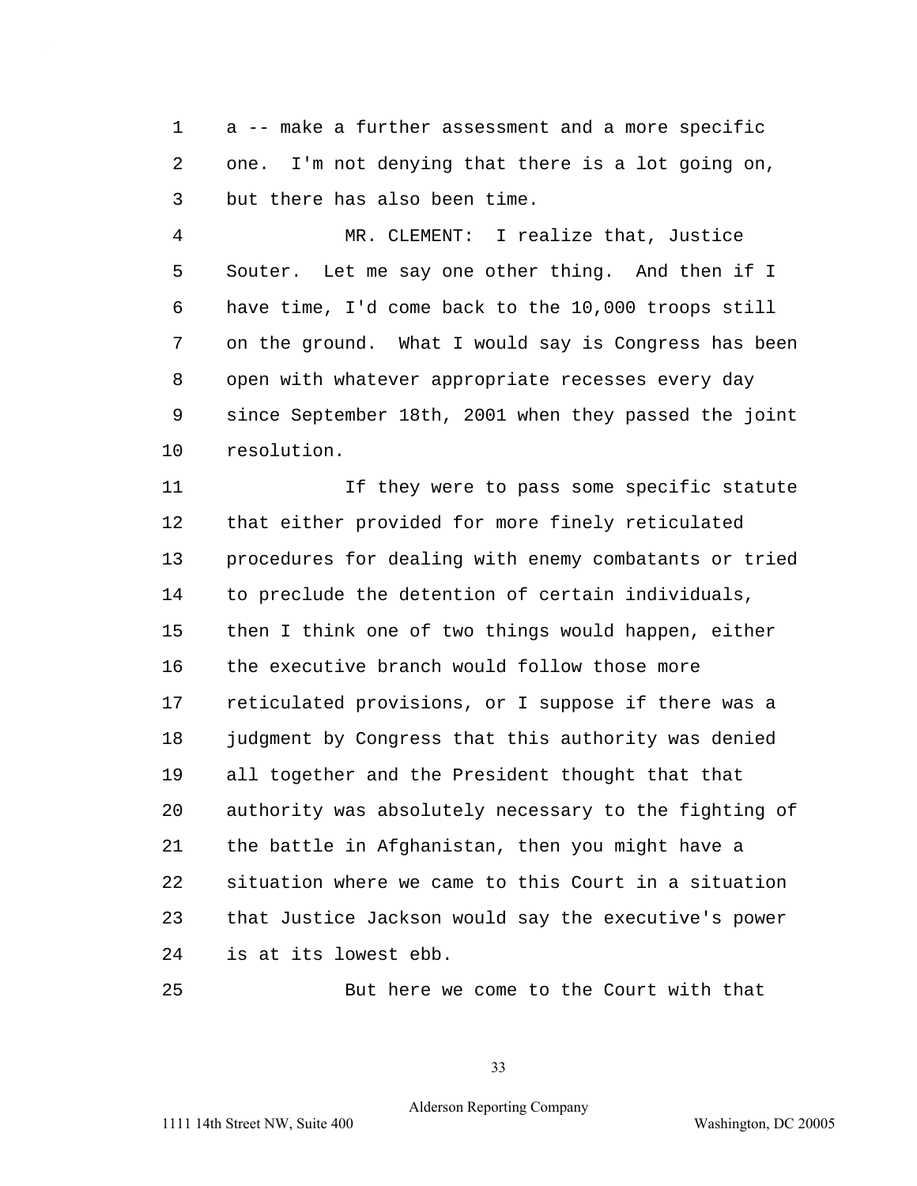a -- make a further assessment and a more specific one. I'm not denying that there is a lot going on, but there has also been time.

MR. CLEMENT: I realize that, Justice Souter. Let me say one other thing. And then if I have time, I'd come back to the 10,000 troops still on the ground. What I would say is Congress has been open with whatever appropriate recesses every day since September 18th, 2001 when they passed the joint resolution.

If they were to pass some specific statute that either provided for more finely reticulated procedures for dealing with enemy combatants or tried to preclude the detention of certain individuals, then I think one of two things would happen, either the executive branch would follow those more reticulated provisions, or I suppose if there was a judgment by Congress that this authority was denied all together and the President thought that that authority was absolutely necessary to the fighting of the battle in Afghanistan, then you might have a situation where we came to this Court in a situation that Justice Jackson would say the executive's power is at its lowest ebb.

But here we come to the Court with that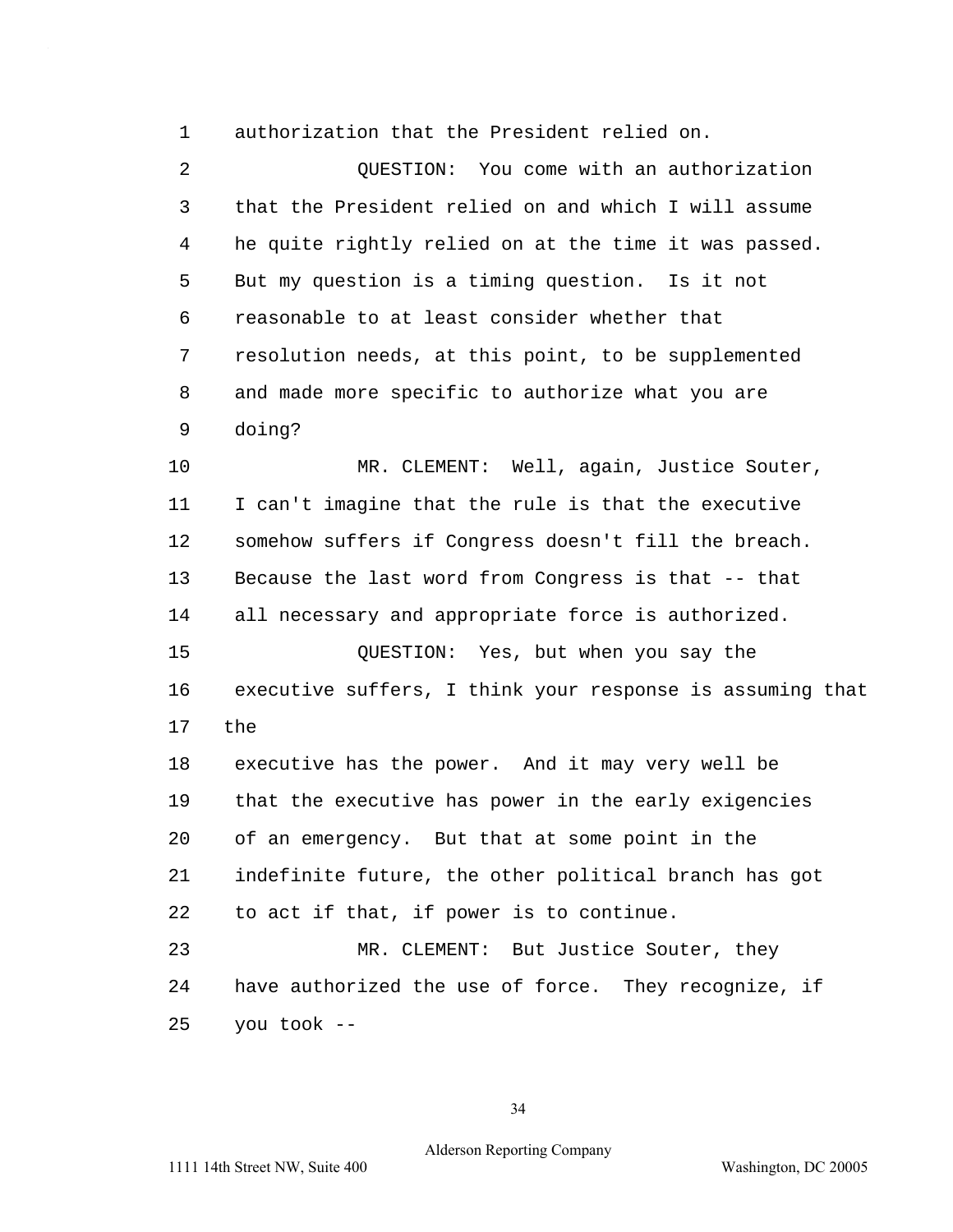authorization that the President relied on.

QUESTION: You come with an authorization that the President relied on and which I will assume he quite rightly relied on at the time it was passed. But my question is a timing question. Is it not reasonable to at least consider whether that resolution needs, at this point, to be supplemented and made more specific to authorize what you are doing?

MR. CLEMENT: Well, again, Justice Souter, I can't imagine that the rule is that the executive somehow suffers if Congress doesn't fill the breach. Because the last word from Congress is that -- that all necessary and appropriate force is authorized.

QUESTION: Yes, but when you say the executive suffers, I think your response is assuming that the executive has the power. And it may very well be that the executive has power in the early exigencies of an emergency. But that at some point in the indefinite future, the other political branch has got to act if that, if power is to continue.

MR. CLEMENT: But Justice Souter, they have authorized the use of force. They recognize, if you took --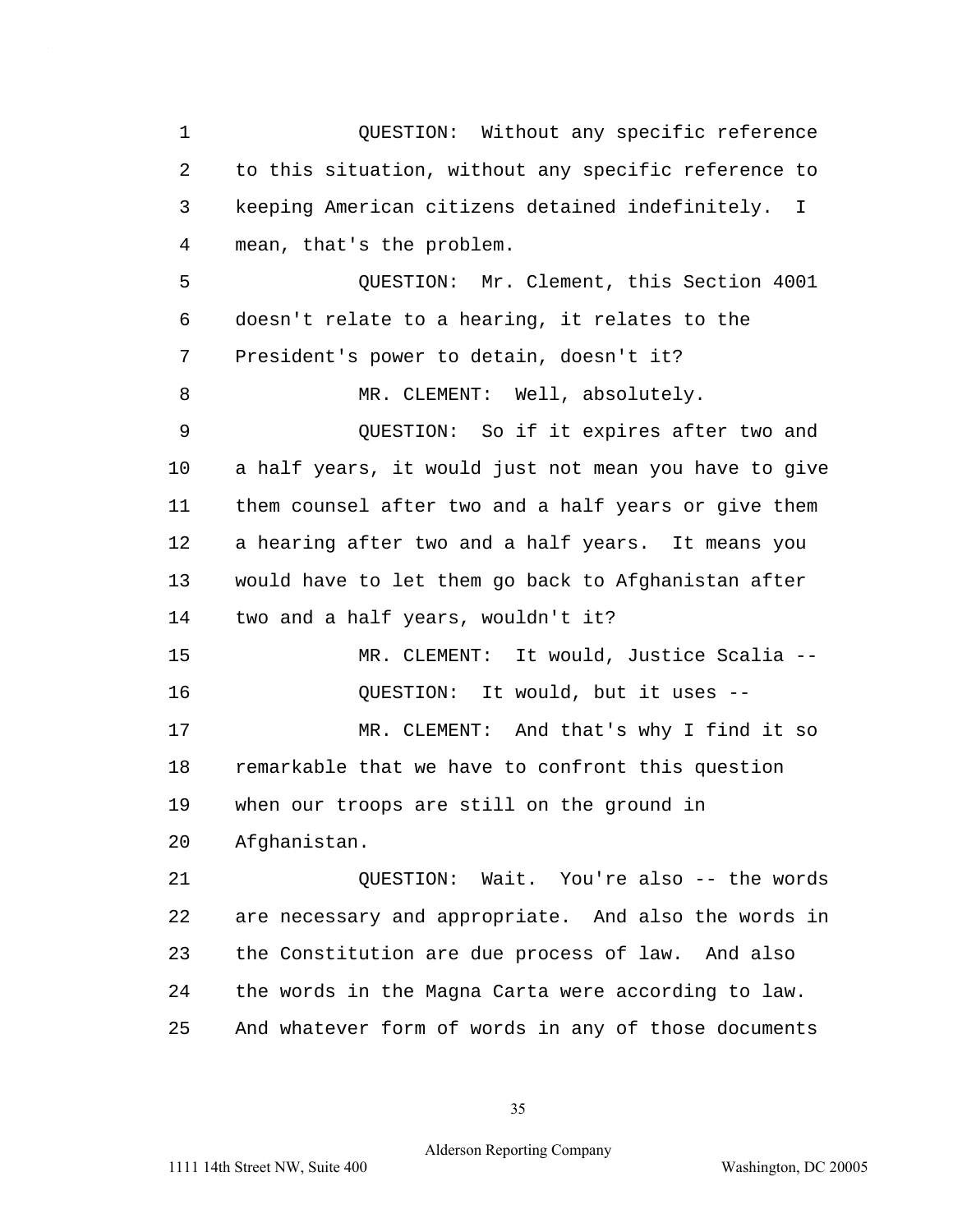QUESTION: Without any specific reference to this situation, without any specific reference to keeping American citizens detained indefinitely. I mean, that's the problem.

QUESTION: Mr. Clement, this Section 4001 doesn't relate to a hearing, it relates to the President's power to detain, doesn't it?

MR. CLEMENT: Well, absolutely.

QUESTION: So if it expires after two and a half years, it would just not mean you have to give them counsel after two and a half years or give them a hearing after two and a half years. It means you would have to let them go back to Afghanistan after two and a half years, wouldn't it?

MR. CLEMENT: It would, Justice Scalia --

QUESTION: It would, but it uses --

MR. CLEMENT: And that's why I find it so remarkable that we have to confront this question when our troops are still on the ground in Afghanistan.

QUESTION: Wait. You're also -- the words are necessary and appropriate. And also the words in the Constitution are due process of law. And also the words in the Magna Carta were according to law. And whatever form of words in any of those documents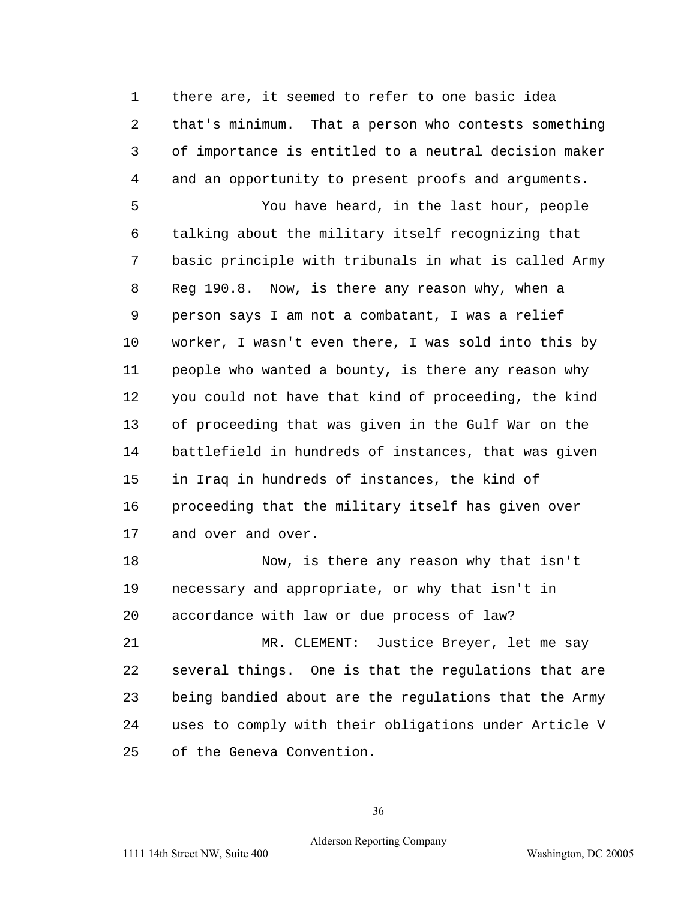there are, it seemed to refer to one basic idea that's minimum. That a person who contests something of importance is entitled to a neutral decision maker and an opportunity to present proofs and arguments.

You have heard, in the last hour, people talking about the military itself recognizing that basic principle with tribunals in what is called Army Reg 190.8. Now, is there any reason why, when a person says I am not a combatant, I was a relief worker, I wasn't even there, I was sold into this by people who wanted a bounty, is there any reason why you could not have that kind of proceeding, the kind of proceeding that was given in the Gulf War on the battlefield in hundreds of instances, that was given in Iraq in hundreds of instances, the kind of proceeding that the military itself has given over and over and over.

Now, is there any reason why that isn't necessary and appropriate, or why that isn't in accordance with law or due process of law?

MR. CLEMENT: Justice Breyer, let me say several things. One is that the regulations that are being bandied about are the regulations that the Army uses to comply with their obligations under Article V of the Geneva Convention.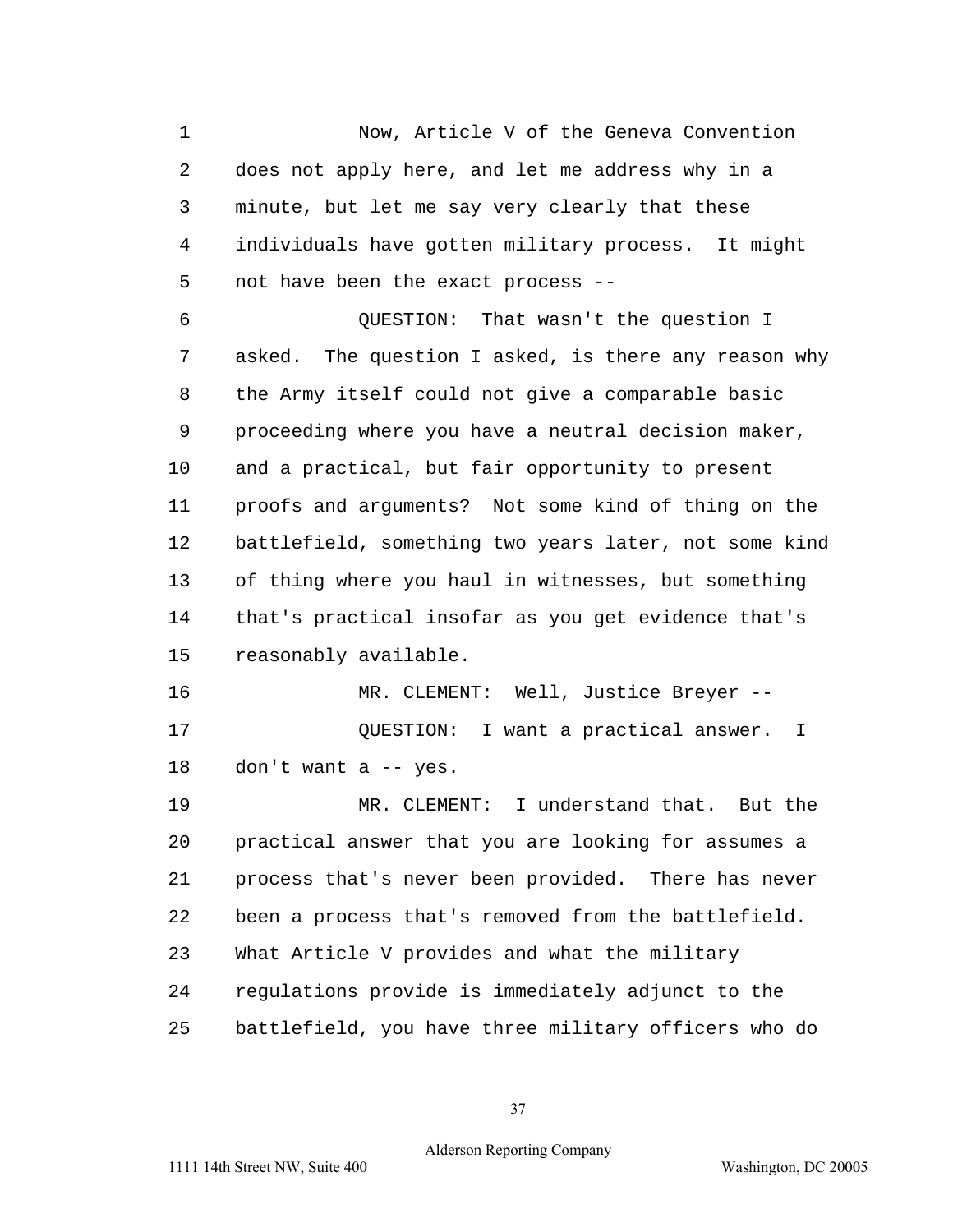Now, Article V of the Geneva Convention does not apply here, and let me address why in a minute, but let me say very clearly that these individuals have gotten military process. It might not have been the exact process --

QUESTION: That wasn't the question I asked. The question I asked, is there any reason why the Army itself could not give a comparable basic proceeding where you have a neutral decision maker, and a practical, but fair opportunity to present proofs and arguments? Not some kind of thing on the battlefield, something two years later, not some kind of thing where you haul in witnesses, but something that's practical insofar as you get evidence that's reasonably available.

MR. CLEMENT: Well, Justice Breyer --

QUESTION: I want a practical answer. I don't want a -- yes.

MR. CLEMENT: I understand that. But the practical answer that you are looking for assumes a process that's never been provided. There has never been a process that's removed from the battlefield. What Article V provides and what the military regulations provide is immediately adjunct to the battlefield, you have three military officers who do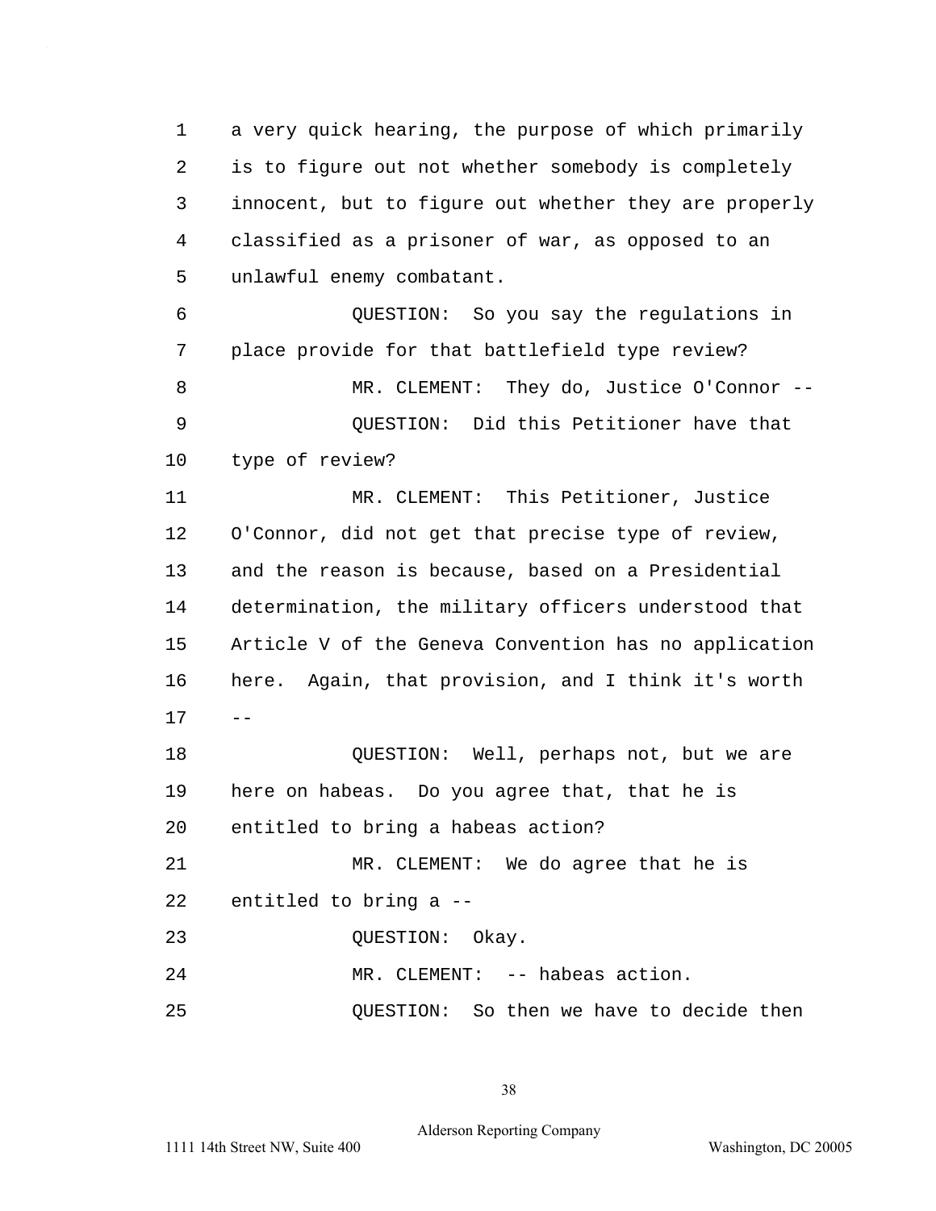a very quick hearing, the purpose of which primarily is to figure out not whether somebody is completely innocent, but to figure out whether they are properly classified as a prisoner of war, as opposed to an unlawful enemy combatant.

QUESTION: So you say the regulations in place provide for that battlefield type review?

MR. CLEMENT: They do, Justice O'Connor --

QUESTION: Did this Petitioner have that type of review?

MR. CLEMENT: This Petitioner, Justice O'Connor, did not get that precise type of review, and the reason is because, based on a Presidential determination, the military officers understood that Article V of the Geneva Convention has no application here. Again, that provision, and I think it's worth --

QUESTION: Well, perhaps not, but we are here on habeas. Do you agree that, that he is entitled to bring a habeas action?

MR. CLEMENT: We do agree that he is entitled to bring a --

QUESTION: Okay.

MR. CLEMENT: -- habeas action.

QUESTION: So then we have to decide then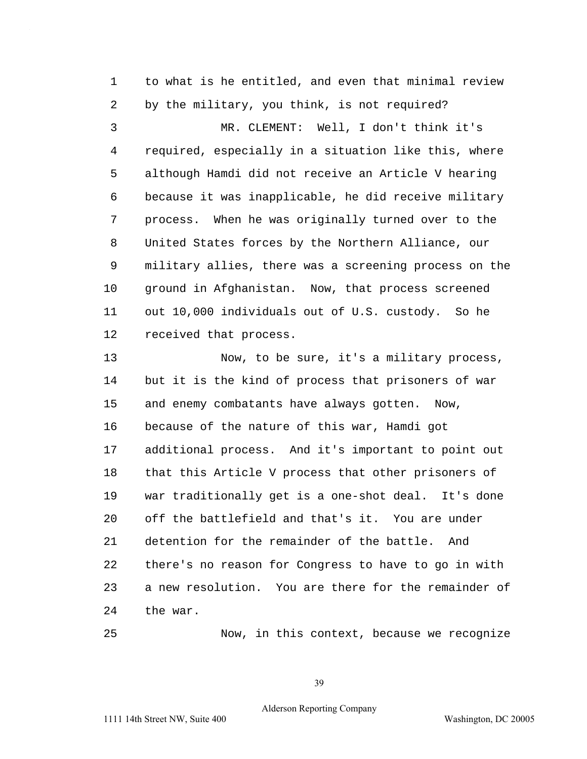to what is he entitled, and even that minimal review by the military, you think, is not required?

MR. CLEMENT: Well, I don't think it's required, especially in a situation like this, where although Hamdi did not receive an Article V hearing because it was inapplicable, he did receive military process. When he was originally turned over to the United States forces by the Northern Alliance, our military allies, there was a screening process on the ground in Afghanistan. Now, that process screened out 10,000 individuals out of U.S. custody. So he received that process.

Now, to be sure, it's a military process, but it is the kind of process that prisoners of war and enemy combatants have always gotten. Now, because of the nature of this war, Hamdi got additional process. And it's important to point out that this Article V process that other prisoners of war traditionally get is a one-shot deal. It's done off the battlefield and that's it. You are under detention for the remainder of the battle. And there's no reason for Congress to have to go in with a new resolution. You are there for the remainder of the war.

Now, in this context, because we recognize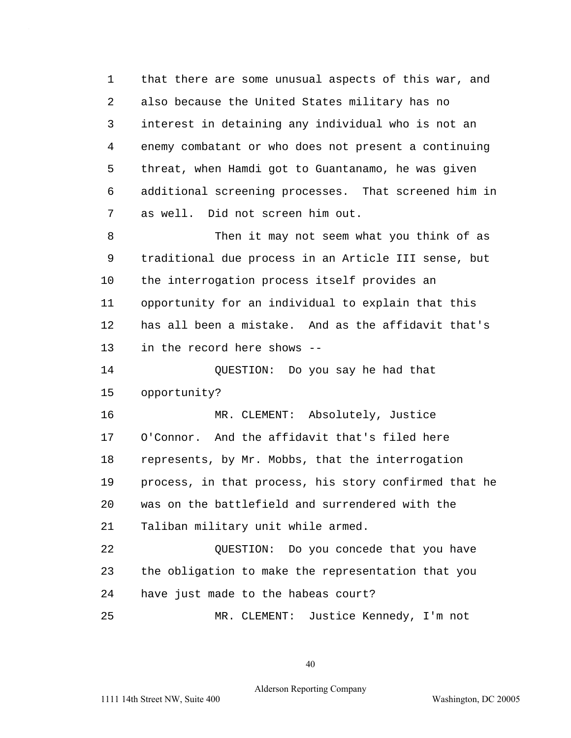that there are some unusual aspects of this war, and also because the United States military has no interest in detaining any individual who is not an enemy combatant or who does not present a continuing threat, when Hamdi got to Guantanamo, he was given additional screening processes. That screened him in as well. Did not screen him out.

Then it may not seem what you think of as traditional due process in an Article III sense, but the interrogation process itself provides an opportunity for an individual to explain that this has all been a mistake. And as the affidavit that's in the record here shows --

QUESTION: Do you say he had that opportunity?

MR. CLEMENT: Absolutely, Justice O'Connor. And the affidavit that's filed here represents, by Mr. Mobbs, that the interrogation process, in that process, his story confirmed that he was on the battlefield and surrendered with the Taliban military unit while armed.

QUESTION: Do you concede that you have the obligation to make the representation that you have just made to the habeas court?

MR. CLEMENT: Justice Kennedy, I'm not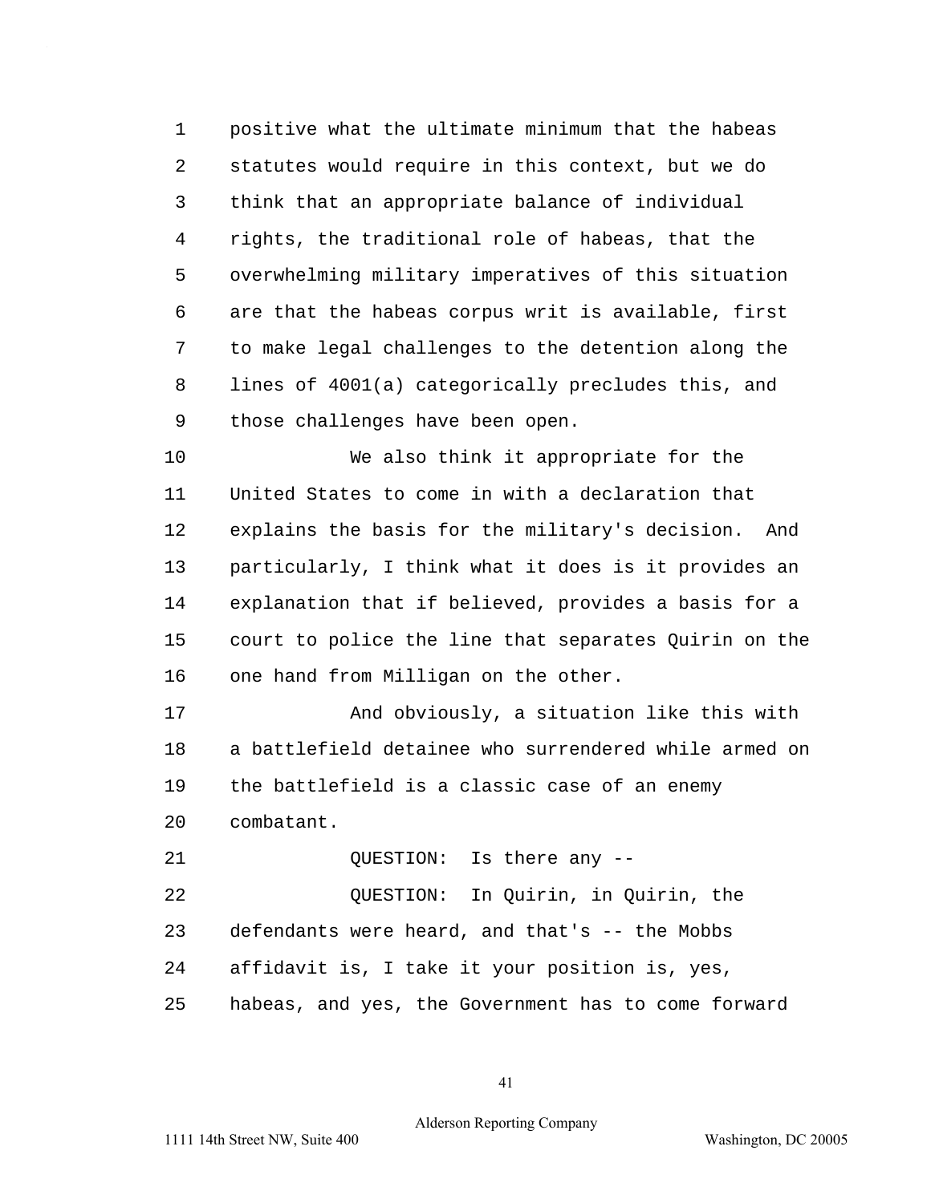positive what the ultimate minimum that the habeas statutes would require in this context, but we do think that an appropriate balance of individual rights, the traditional role of habeas, that the overwhelming military imperatives of this situation are that the habeas corpus writ is available, first to make legal challenges to the detention along the lines of 4001(a) categorically precludes this, and those challenges have been open.

We also think it appropriate for the United States to come in with a declaration that explains the basis for the military's decision. And particularly, I think what it does is it provides an explanation that if believed, provides a basis for a court to police the line that separates Quirin on the one hand from Milligan on the other.

And obviously, a situation like this with a battlefield detainee who surrendered while armed on the battlefield is a classic case of an enemy combatant.

QUESTION: Is there any --

QUESTION: In Quirin, in Quirin, the defendants were heard, and that's -- the Mobbs affidavit is, I take it your position is, yes, habeas, and yes, the Government has to come forward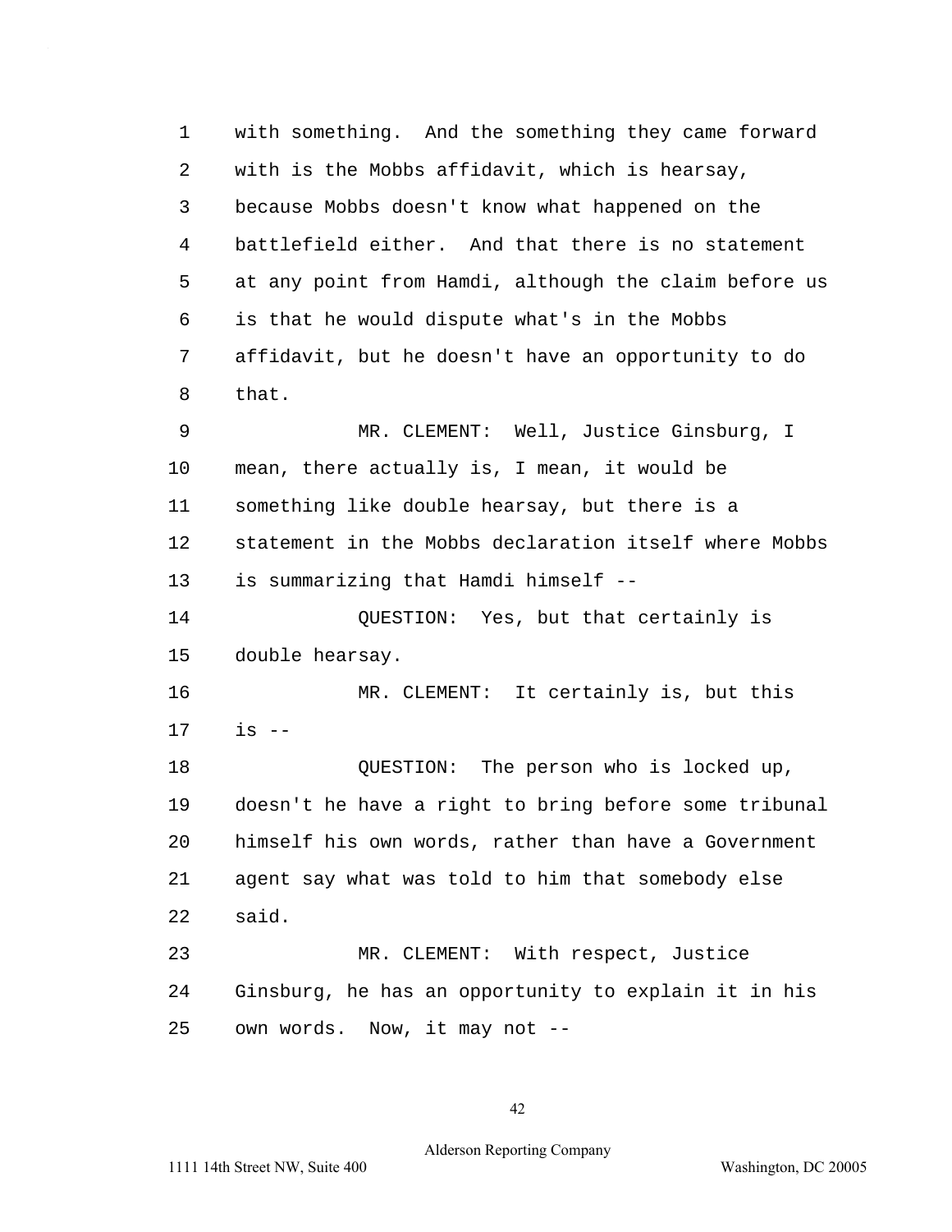with something. And the something they came forward with is the Mobbs affidavit, which is hearsay, because Mobbs doesn't know what happened on the battlefield either. And that there is no statement at any point from Hamdi, although the claim before us is that he would dispute what's in the Mobbs affidavit, but he doesn't have an opportunity to do that.

MR. CLEMENT: Well, Justice Ginsburg, I mean, there actually is, I mean, it would be something like double hearsay, but there is a statement in the Mobbs declaration itself where Mobbs is summarizing that Hamdi himself --

QUESTION: Yes, but that certainly is double hearsay.

MR. CLEMENT: It certainly is, but this is --

QUESTION: The person who is locked up, doesn't he have a right to bring before some tribunal himself his own words, rather than have a Government agent say what was told to him that somebody else said.

MR. CLEMENT: With respect, Justice Ginsburg, he has an opportunity to explain it in his own words. Now, it may not --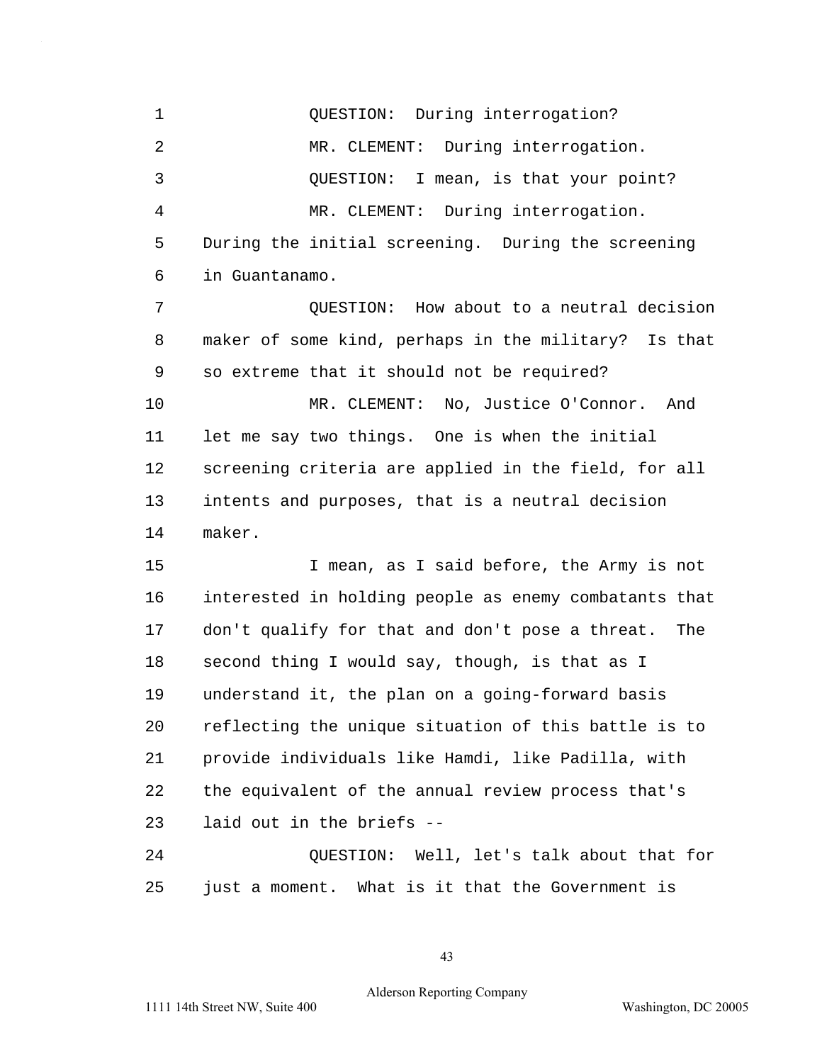QUESTION: During interrogation?

MR. CLEMENT: During interrogation.

QUESTION: I mean, is that your point?

MR. CLEMENT: During interrogation. During the initial screening. During the screening in Guantanamo.

QUESTION: How about to a neutral decision maker of some kind, perhaps in the military? Is that so extreme that it should not be required?

MR. CLEMENT: No, Justice O'Connor. And let me say two things. One is when the initial screening criteria are applied in the field, for all intents and purposes, that is a neutral decision maker.

I mean, as I said before, the Army is not interested in holding people as enemy combatants that don't qualify for that and don't pose a threat. The second thing I would say, though, is that as I understand it, the plan on a going-forward basis reflecting the unique situation of this battle is to provide individuals like Hamdi, like Padilla, with the equivalent of the annual review process that's laid out in the briefs --

QUESTION: Well, let's talk about that for just a moment. What is it that the Government is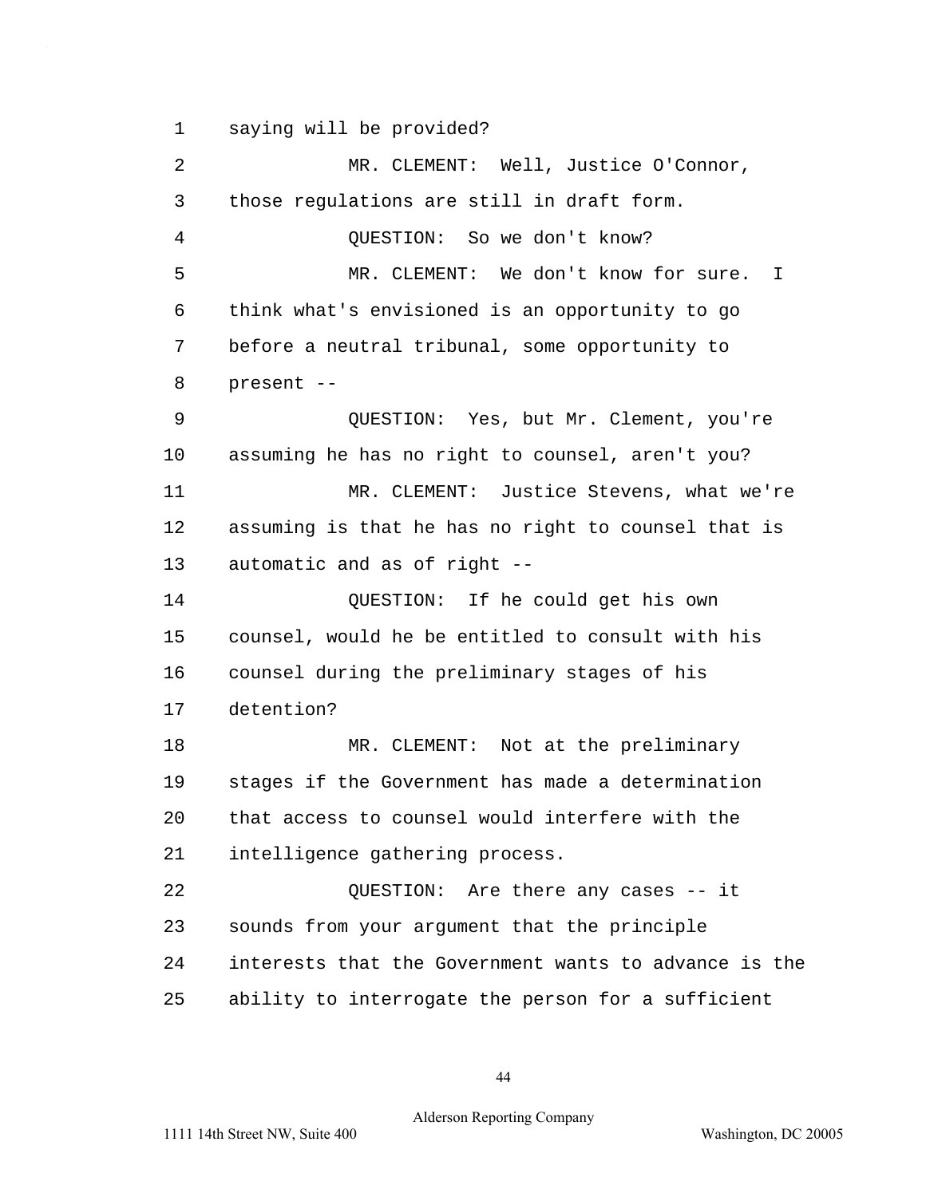saying will be provided?

MR. CLEMENT: Well, Justice O'Connor, those regulations are still in draft form.

QUESTION: So we don't know?

MR. CLEMENT: We don't know for sure. I think what's envisioned is an opportunity to go before a neutral tribunal, some opportunity to present --

QUESTION: Yes, but Mr. Clement, you're assuming he has no right to counsel, aren't you?

MR. CLEMENT: Justice Stevens, what we're assuming is that he has no right to counsel that is automatic and as of right --

QUESTION: If he could get his own counsel, would he be entitled to consult with his counsel during the preliminary stages of his detention?

MR. CLEMENT: Not at the preliminary stages if the Government has made a determination that access to counsel would interfere with the intelligence gathering process.

QUESTION: Are there any cases -- it sounds from your argument that the principle interests that the Government wants to advance is the ability to interrogate the person for a sufficient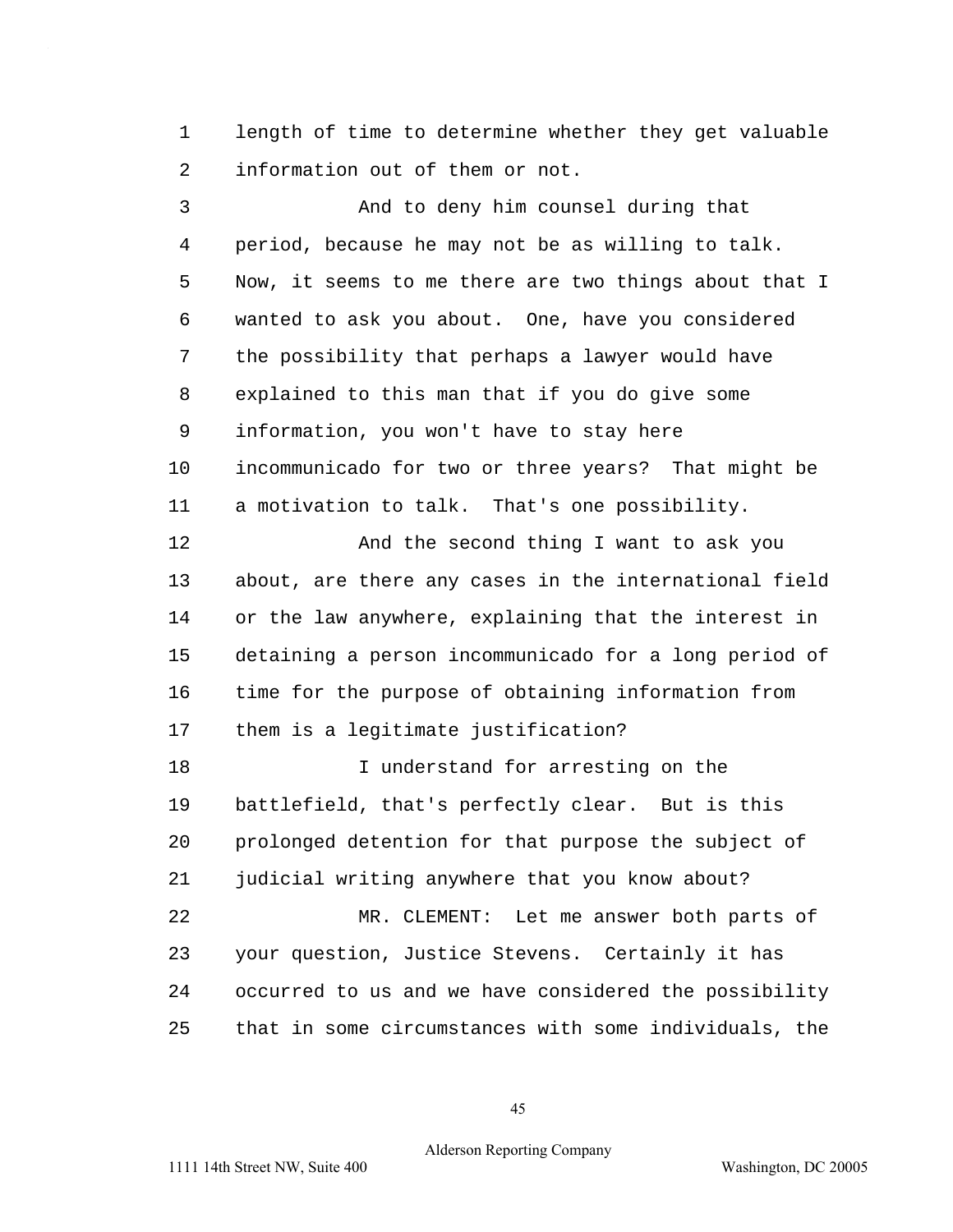length of time to determine whether they get valuable information out of them or not.

And to deny him counsel during that period, because he may not be as willing to talk. Now, it seems to me there are two things about that I wanted to ask you about. One, have you considered the possibility that perhaps a lawyer would have explained to this man that if you do give some information, you won't have to stay here incommunicado for two or three years? That might be a motivation to talk. That's one possibility.

And the second thing I want to ask you about, are there any cases in the international field or the law anywhere, explaining that the interest in detaining a person incommunicado for a long period of time for the purpose of obtaining information from them is a legitimate justification?

I understand for arresting on the battlefield, that's perfectly clear. But is this prolonged detention for that purpose the subject of judicial writing anywhere that you know about?

MR. CLEMENT: Let me answer both parts of your question, Justice Stevens. Certainly it has occurred to us and we have considered the possibility that in some circumstances with some individuals, the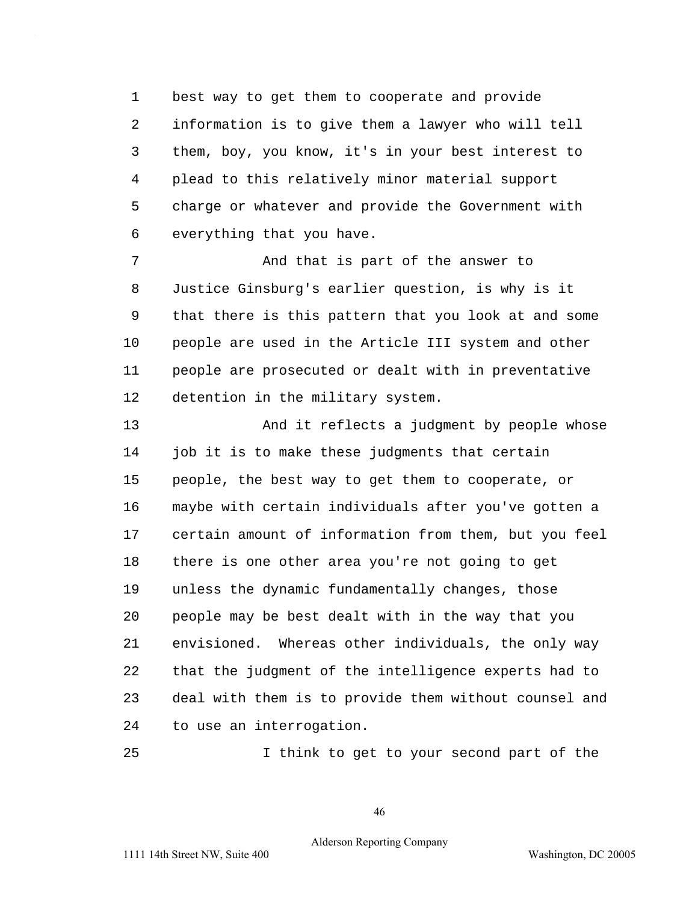best way to get them to cooperate and provide information is to give them a lawyer who will tell them, boy, you know, it's in your best interest to plead to this relatively minor material support charge or whatever and provide the Government with everything that you have.

And that is part of the answer to Justice Ginsburg's earlier question, is why is it that there is this pattern that you look at and some people are used in the Article III system and other people are prosecuted or dealt with in preventative detention in the military system.

And it reflects a judgment by people whose job it is to make these judgments that certain people, the best way to get them to cooperate, or maybe with certain individuals after you've gotten a certain amount of information from them, but you feel there is one other area you're not going to get unless the dynamic fundamentally changes, those people may be best dealt with in the way that you envisioned. Whereas other individuals, the only way that the judgment of the intelligence experts had to deal with them is to provide them without counsel and to use an interrogation.

I think to get to your second part of the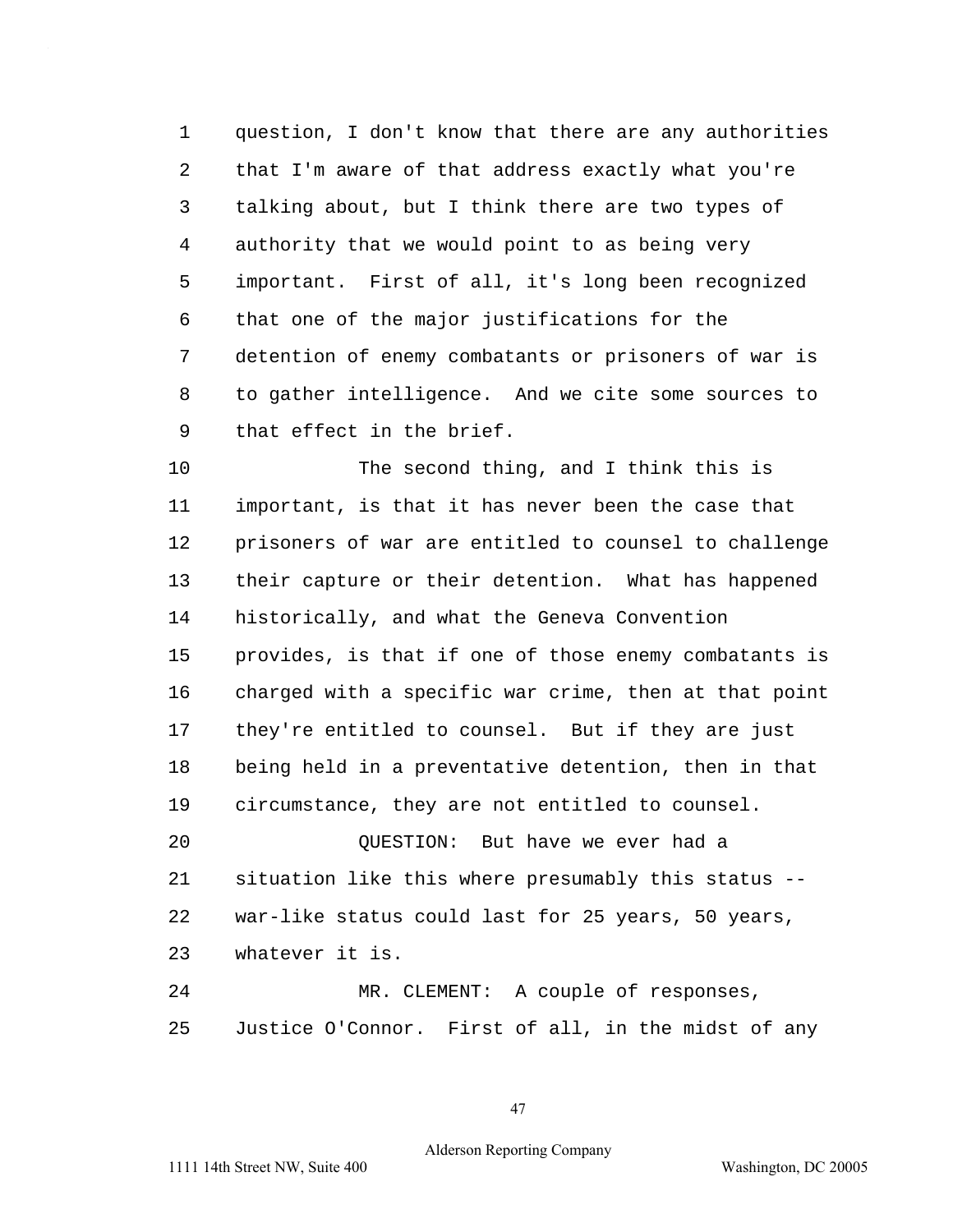question, I don't know that there are any authorities that I'm aware of that address exactly what you're talking about, but I think there are two types of authority that we would point to as being very important. First of all, it's long been recognized that one of the major justifications for the detention of enemy combatants or prisoners of war is to gather intelligence. And we cite some sources to that effect in the brief.

The second thing, and I think this is important, is that it has never been the case that prisoners of war are entitled to counsel to challenge their capture or their detention. What has happened historically, and what the Geneva Convention provides, is that if one of those enemy combatants is charged with a specific war crime, then at that point they're entitled to counsel. But if they are just being held in a preventative detention, then in that circumstance, they are not entitled to counsel.

QUESTION: But have we ever had a situation like this where presumably this status -- war-like status could last for 25 years, 50 years, whatever it is.

MR. CLEMENT: A couple of responses, Justice O'Connor. First of all, in the midst of any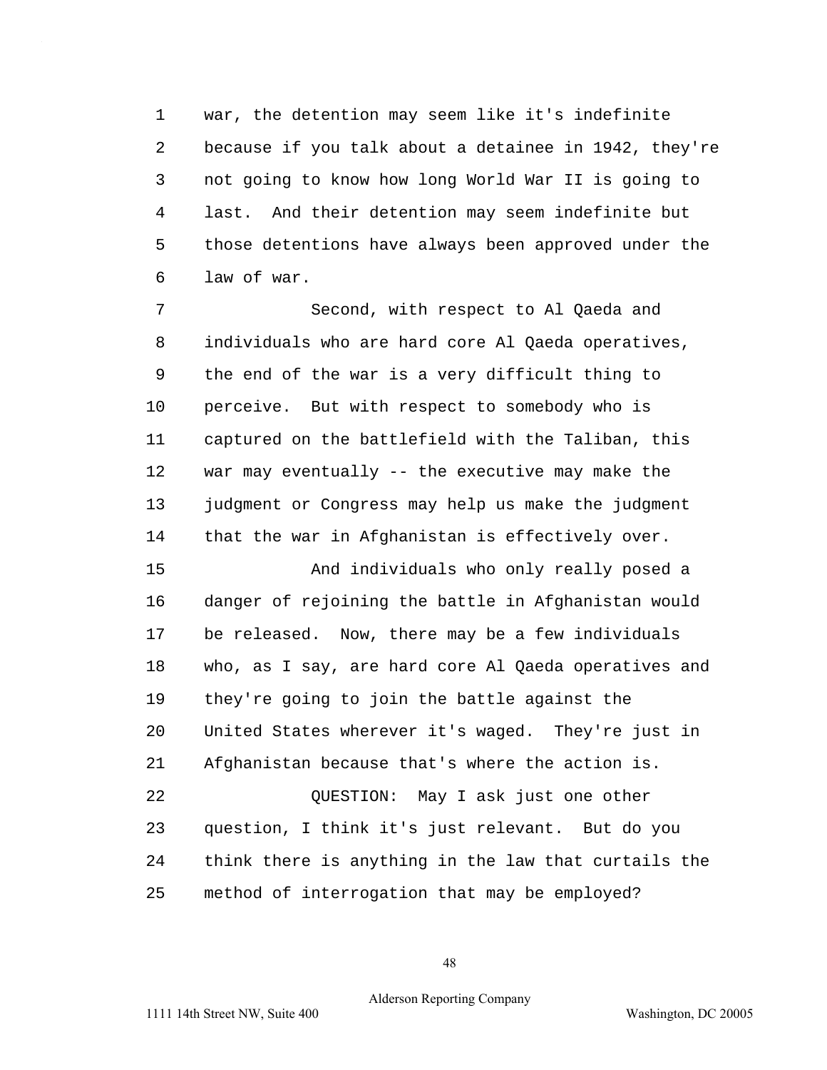war, the detention may seem like it's indefinite because if you talk about a detainee in 1942, they're not going to know how long World War II is going to last. And their detention may seem indefinite but those detentions have always been approved under the law of war.

Second, with respect to Al Qaeda and individuals who are hard core Al Qaeda operatives, the end of the war is a very difficult thing to perceive. But with respect to somebody who is captured on the battlefield with the Taliban, this war may eventually -- the executive may make the judgment or Congress may help us make the judgment that the war in Afghanistan is effectively over.

And individuals who only really posed a danger of rejoining the battle in Afghanistan would be released. Now, there may be a few individuals who, as I say, are hard core Al Qaeda operatives and they're going to join the battle against the United States wherever it's waged. They're just in Afghanistan because that's where the action is.

QUESTION: May I ask just one other question, I think it's just relevant. But do you think there is anything in the law that curtails the method of interrogation that may be employed?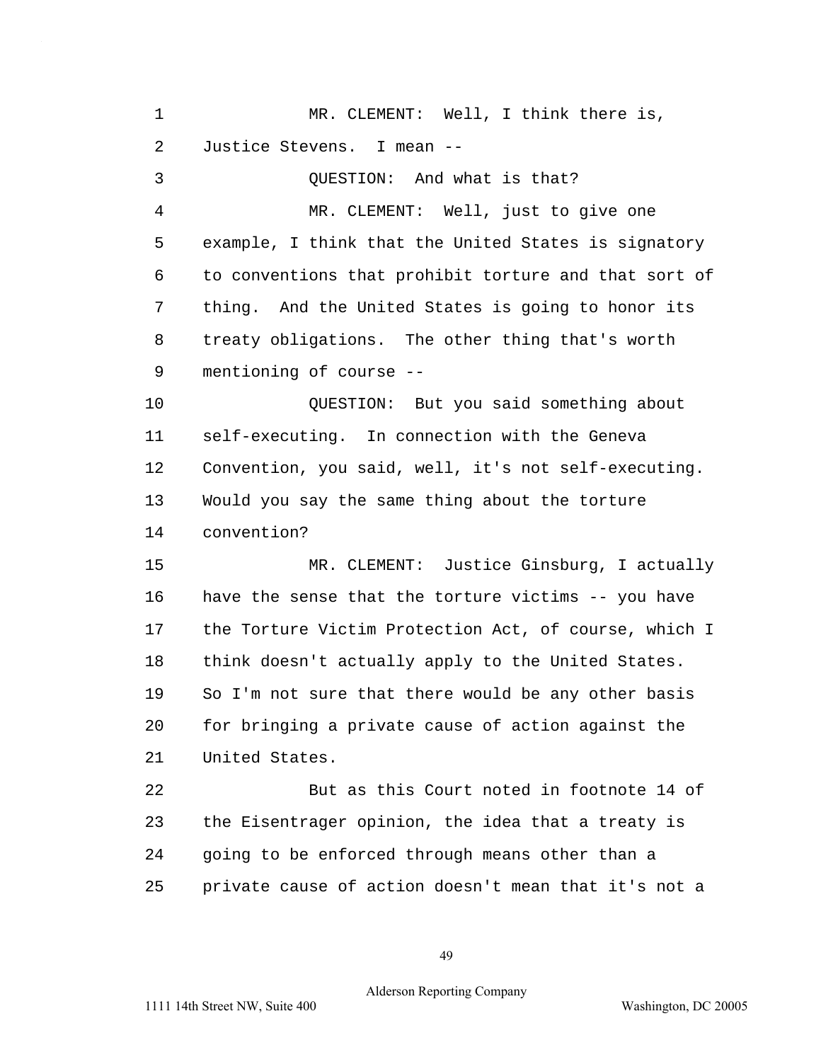MR. CLEMENT: Well, I think there is, Justice Stevens. I mean --

QUESTION: And what is that?

MR. CLEMENT: Well, just to give one example, I think that the United States is signatory to conventions that prohibit torture and that sort of thing. And the United States is going to honor its treaty obligations. The other thing that's worth mentioning of course --

QUESTION: But you said something about self-executing. In connection with the Geneva Convention, you said, well, it's not self-executing. Would you say the same thing about the torture convention?

MR. CLEMENT: Justice Ginsburg, I actually have the sense that the torture victims -- you have the Torture Victim Protection Act, of course, which I think doesn't actually apply to the United States. So I'm not sure that there would be any other basis for bringing a private cause of action against the United States.

But as this Court noted in footnote 14 of the Eisentrager opinion, the idea that a treaty is going to be enforced through means other than a private cause of action doesn't mean that it's not a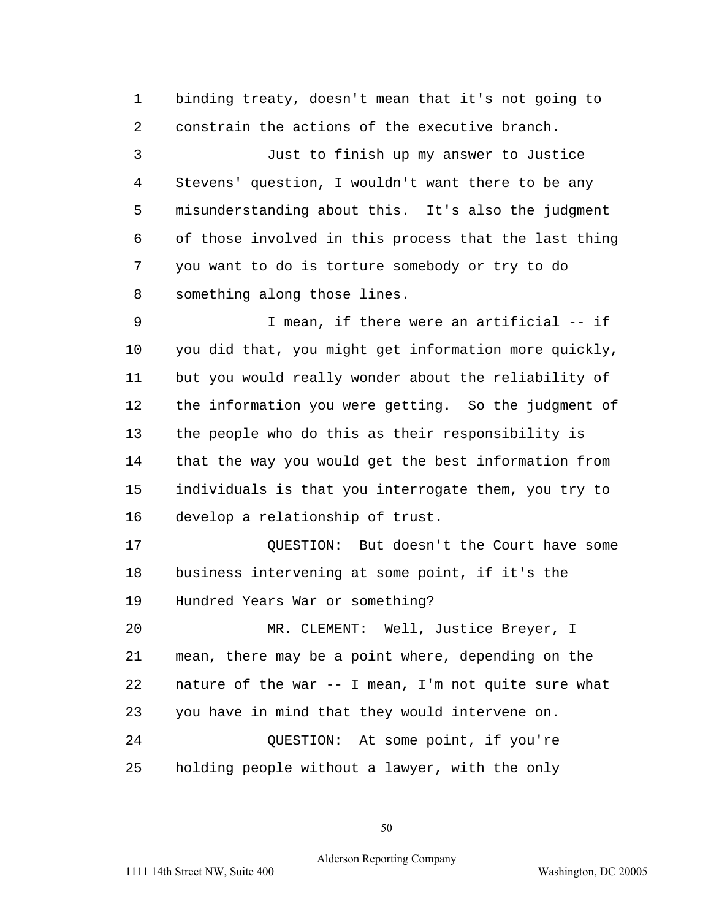binding treaty, doesn't mean that it's not going to constrain the actions of the executive branch.

Just to finish up my answer to Justice Stevens' question, I wouldn't want there to be any misunderstanding about this. It's also the judgment of those involved in this process that the last thing you want to do is torture somebody or try to do something along those lines.

I mean, if there were an artificial -- if you did that, you might get information more quickly, but you would really wonder about the reliability of the information you were getting. So the judgment of the people who do this as their responsibility is that the way you would get the best information from individuals is that you interrogate them, you try to develop a relationship of trust.

QUESTION: But doesn't the Court have some business intervening at some point, if it's the Hundred Years War or something?

MR. CLEMENT: Well, Justice Breyer, I mean, there may be a point where, depending on the nature of the war -- I mean, I'm not quite sure what you have in mind that they would intervene on.

QUESTION: At some point, if you're holding people without a lawyer, with the only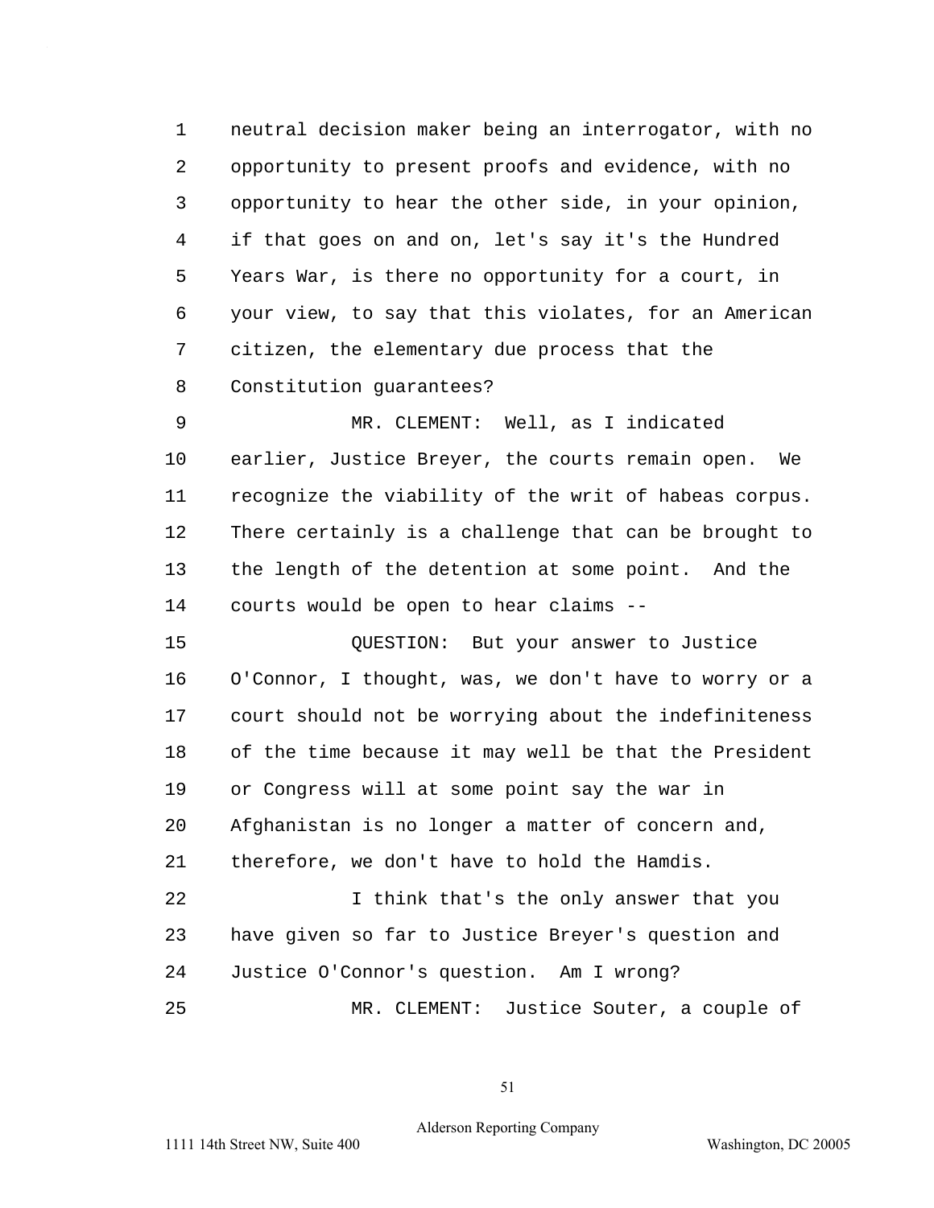1 neutral decision maker being an interrogator, with no
2 opportunity to present proofs and evidence, with no
3 opportunity to hear the other side, in your opinion,
4 if that goes on and on, let's say it's the Hundred
5 Years War, is there no opportunity for a court, in
6 your view, to say that this violates, for an American
7 citizen, the elementary due process that the
8 Constitution guarantees?

9 MR. CLEMENT: Well, as I indicated
10 earlier, Justice Breyer, the courts remain open. We
11 recognize the viability of the writ of habeas corpus.
12 There certainly is a challenge that can be brought to
13 the length of the detention at some point. And the
14 courts would be open to hear claims --

15 QUESTION: But your answer to Justice
16 O'Connor, I thought, was, we don't have to worry or a
17 court should not be worrying about the indefiniteness
18 of the time because it may well be that the President
19 or Congress will at some point say the war in
20 Afghanistan is no longer a matter of concern and,
21 therefore, we don't have to hold the Hamdis.

22 I think that's the only answer that you
23 have given so far to Justice Breyer's question and
24 Justice O'Connor's question. Am I wrong?

25 MR. CLEMENT: Justice Souter, a couple of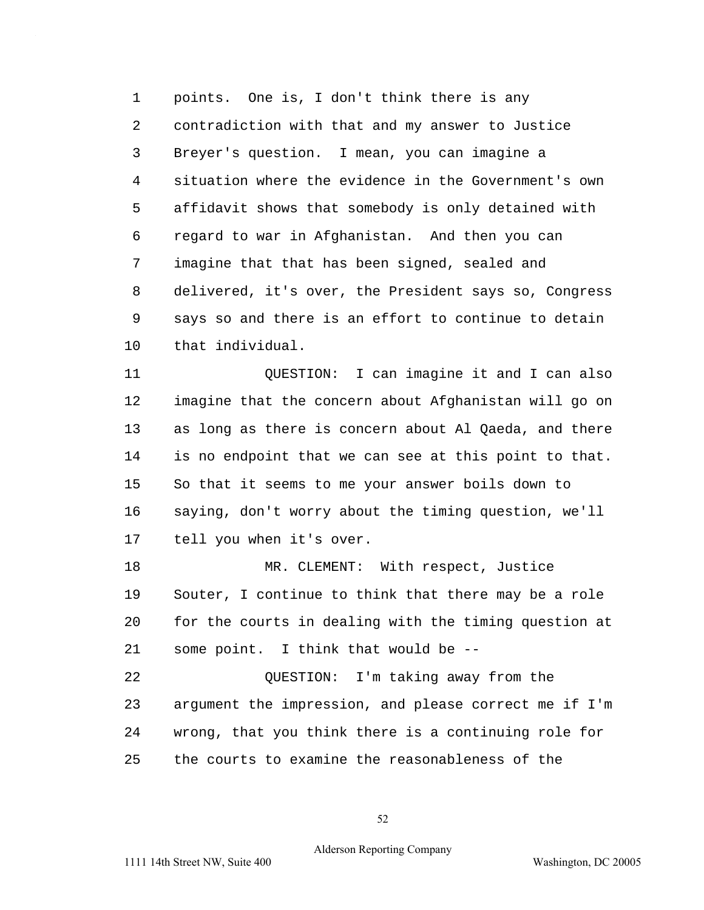points. One is, I don't think there is any contradiction with that and my answer to Justice Breyer's question. I mean, you can imagine a situation where the evidence in the Government's own affidavit shows that somebody is only detained with regard to war in Afghanistan. And then you can imagine that that has been signed, sealed and delivered, it's over, the President says so, Congress says so and there is an effort to continue to detain that individual.

QUESTION: I can imagine it and I can also imagine that the concern about Afghanistan will go on as long as there is concern about Al Qaeda, and there is no endpoint that we can see at this point to that. So that it seems to me your answer boils down to saying, don't worry about the timing question, we'll tell you when it's over.

MR. CLEMENT: With respect, Justice Souter, I continue to think that there may be a role for the courts in dealing with the timing question at some point. I think that would be --

QUESTION: I'm taking away from the argument the impression, and please correct me if I'm wrong, that you think there is a continuing role for the courts to examine the reasonableness of the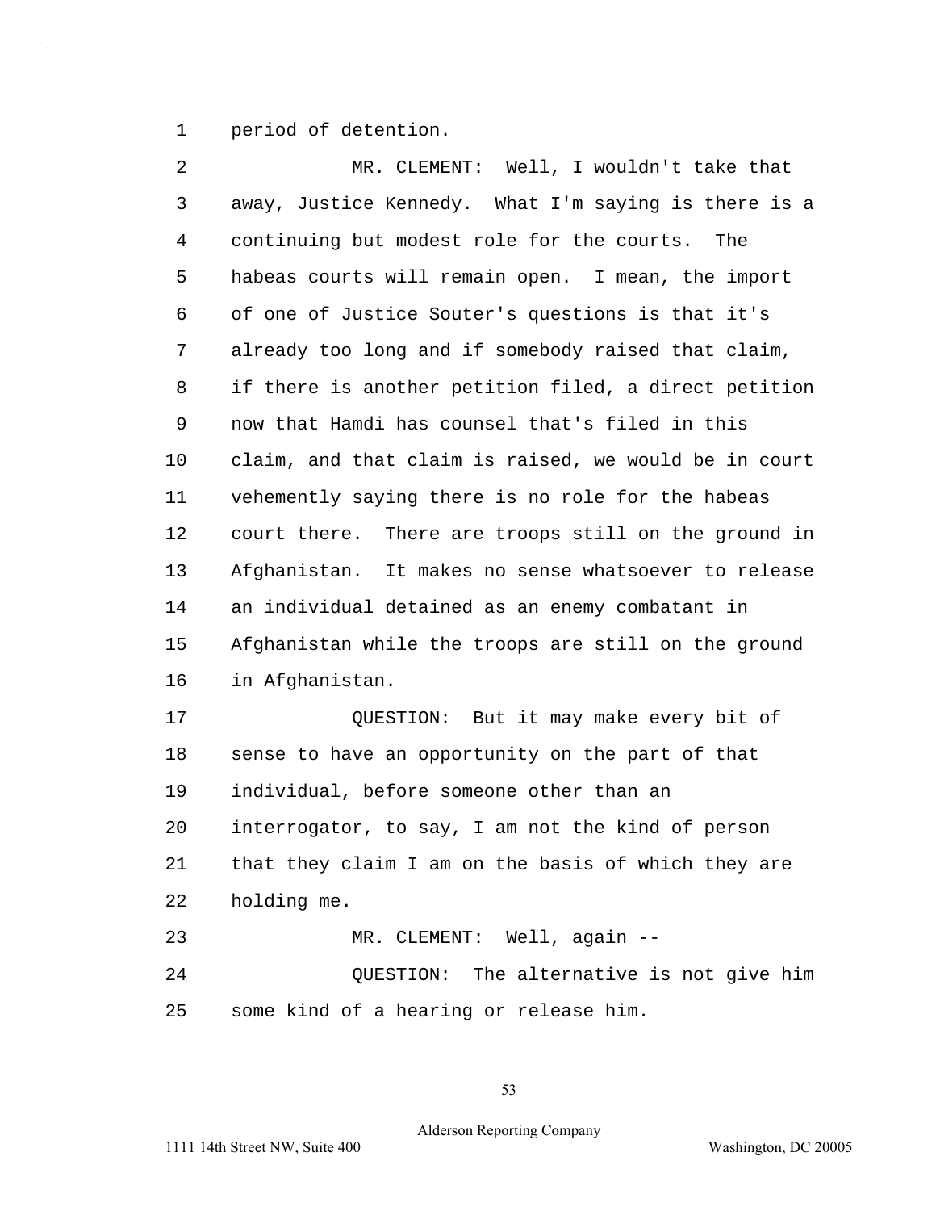period of detention.

MR. CLEMENT: Well, I wouldn't take that away, Justice Kennedy. What I'm saying is there is a continuing but modest role for the courts. The habeas courts will remain open. I mean, the import of one of Justice Souter's questions is that it's already too long and if somebody raised that claim, if there is another petition filed, a direct petition now that Hamdi has counsel that's filed in this claim, and that claim is raised, we would be in court vehemently saying there is no role for the habeas court there. There are troops still on the ground in Afghanistan. It makes no sense whatsoever to release an individual detained as an enemy combatant in Afghanistan while the troops are still on the ground in Afghanistan.

QUESTION: But it may make every bit of sense to have an opportunity on the part of that individual, before someone other than an interrogator, to say, I am not the kind of person that they claim I am on the basis of which they are holding me.

MR. CLEMENT: Well, again --

QUESTION: The alternative is not give him some kind of a hearing or release him.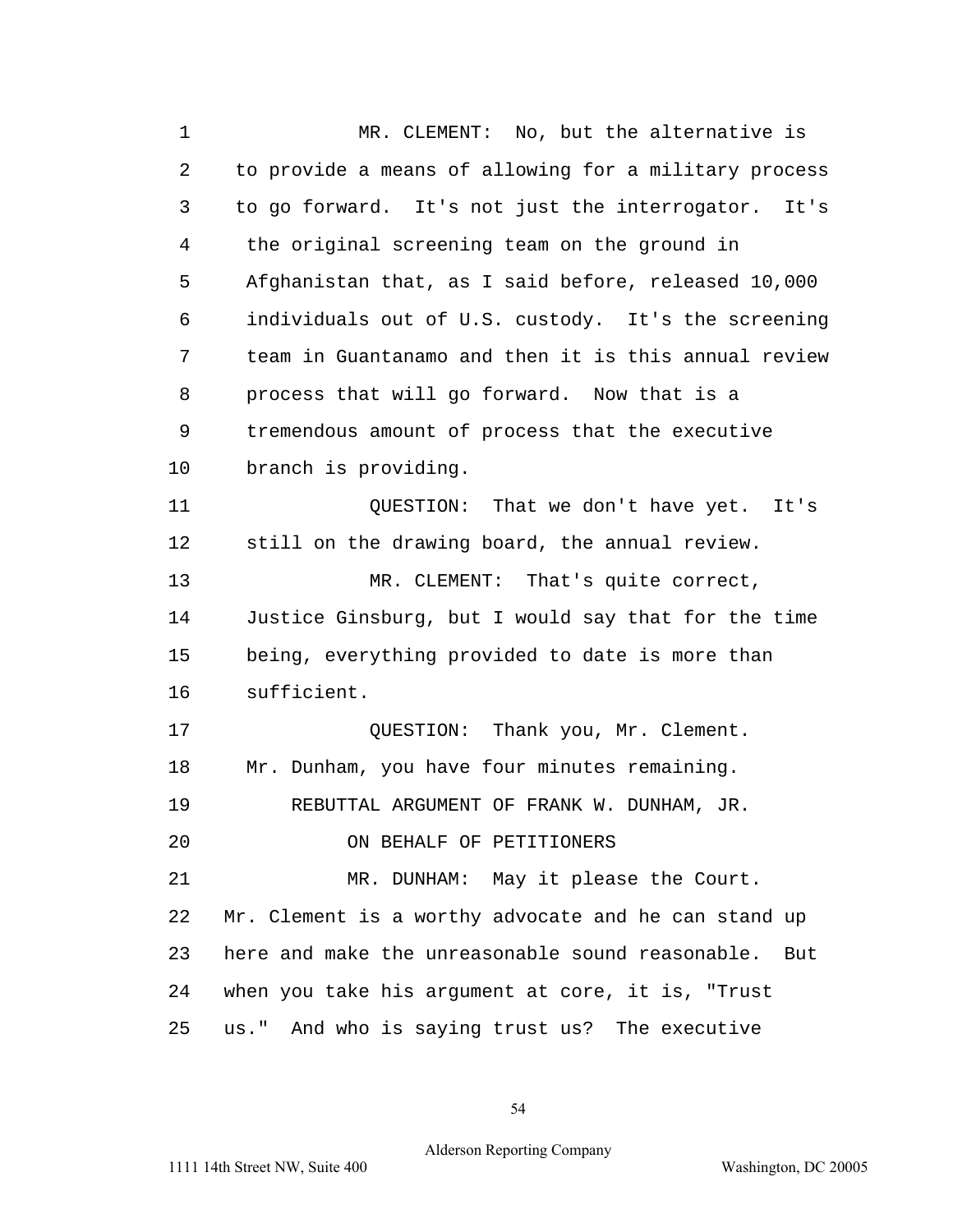MR. CLEMENT: No, but the alternative is to provide a means of allowing for a military process to go forward. It's not just the interrogator. It's the original screening team on the ground in Afghanistan that, as I said before, released 10,000 individuals out of U.S. custody. It's the screening team in Guantanamo and then it is this annual review process that will go forward. Now that is a tremendous amount of process that the executive branch is providing.

QUESTION: That we don't have yet. It's still on the drawing board, the annual review.

MR. CLEMENT: That's quite correct, Justice Ginsburg, but I would say that for the time being, everything provided to date is more than sufficient.

QUESTION: Thank you, Mr. Clement. Mr. Dunham, you have four minutes remaining.

REBUTTAL ARGUMENT OF FRANK W. DUNHAM, JR.
ON BEHALF OF PETITIONERS

MR. DUNHAM: May it please the Court. Mr. Clement is a worthy advocate and he can stand up here and make the unreasonable sound reasonable. But when you take his argument at core, it is, "Trust us." And who is saying trust us? The executive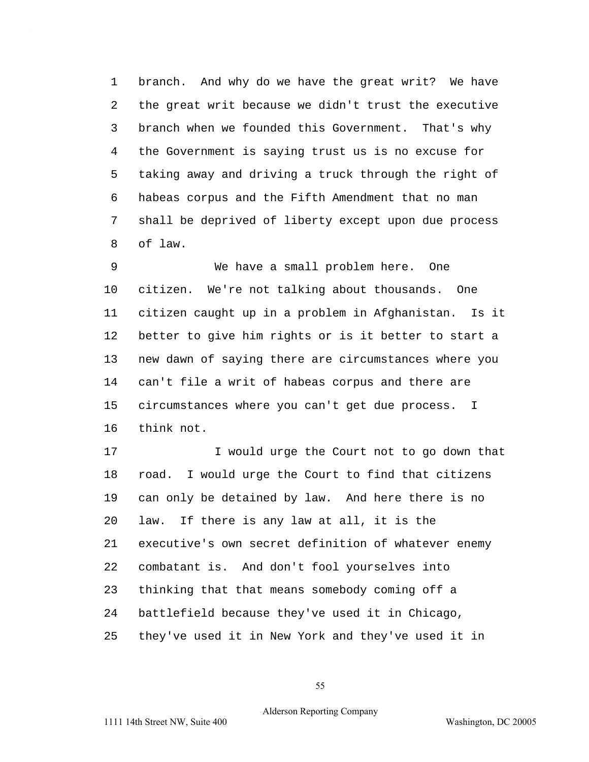branch. And why do we have the great writ? We have the great writ because we didn't trust the executive branch when we founded this Government. That's why the Government is saying trust us is no excuse for taking away and driving a truck through the right of habeas corpus and the Fifth Amendment that no man shall be deprived of liberty except upon due process of law.

We have a small problem here. One citizen. We're not talking about thousands. One citizen caught up in a problem in Afghanistan. Is it better to give him rights or is it better to start a new dawn of saying there are circumstances where you can't file a writ of habeas corpus and there are circumstances where you can't get due process. I think not.

I would urge the Court not to go down that road. I would urge the Court to find that citizens can only be detained by law. And here there is no law. If there is any law at all, it is the executive's own secret definition of whatever enemy combatant is. And don't fool yourselves into thinking that that means somebody coming off a battlefield because they've used it in Chicago, they've used it in New York and they've used it in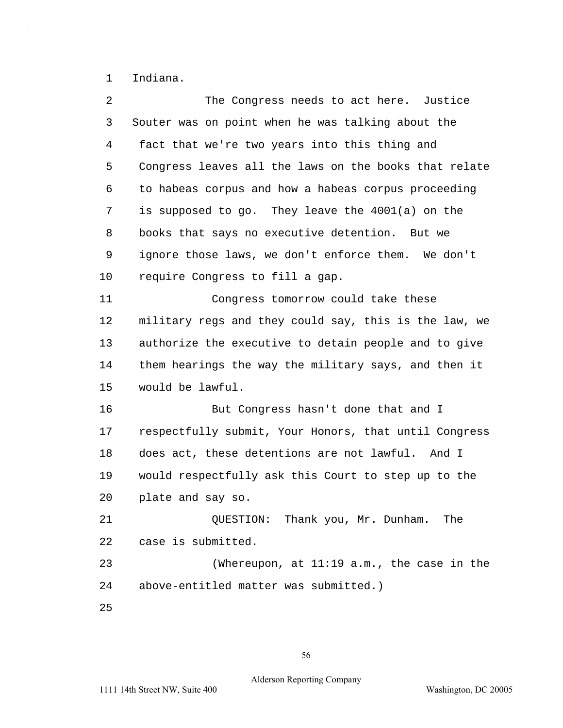Indiana.

The Congress needs to act here. Justice Souter was on point when he was talking about the fact that we're two years into this thing and Congress leaves all the laws on the books that relate to habeas corpus and how a habeas corpus proceeding is supposed to go. They leave the 4001(a) on the books that says no executive detention. But we ignore those laws, we don't enforce them. We don't require Congress to fill a gap.

Congress tomorrow could take these military regs and they could say, this is the law, we authorize the executive to detain people and to give them hearings the way the military says, and then it would be lawful.

But Congress hasn't done that and I respectfully submit, Your Honors, that until Congress does act, these detentions are not lawful. And I would respectfully ask this Court to step up to the plate and say so.

QUESTION: Thank you, Mr. Dunham. The case is submitted.

(Whereupon, at 11:19 a.m., the case in the above-entitled matter was submitted.)